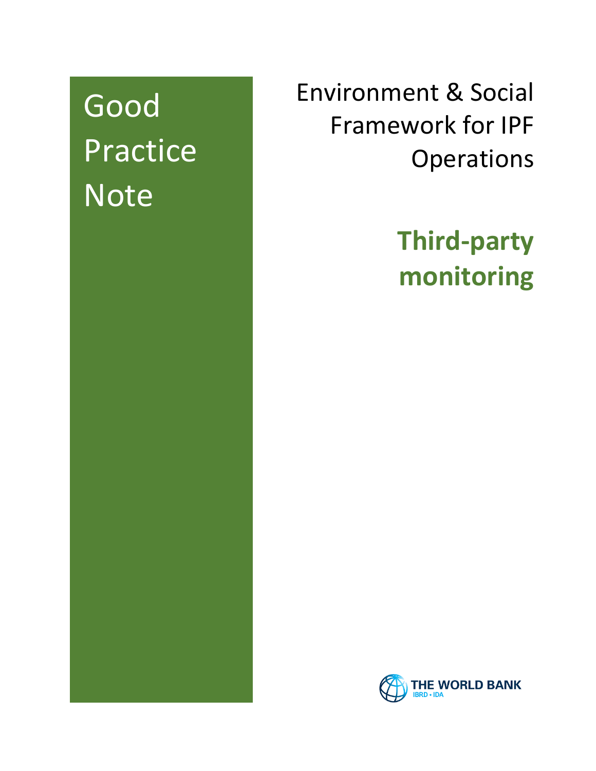# Good Practice Note

## Environment & Social Framework for IPF Operations

## Third-party monitoring

THE WORLD BANK
IBRD • IDA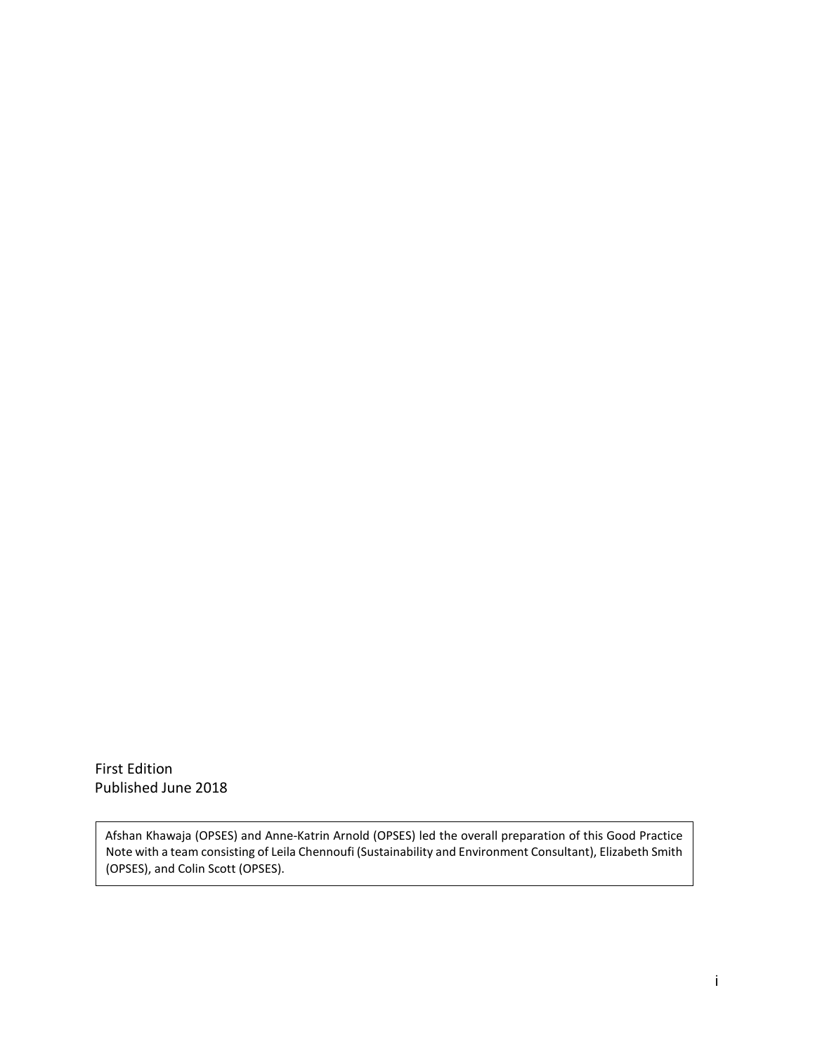First Edition
Published June 2018

Afshan Khawaja (OPSES) and Anne-Katrin Arnold (OPSES) led the overall preparation of this Good Practice Note with a team consisting of Leila Chennoufi (Sustainability and Environment Consultant), Elizabeth Smith (OPSES), and Colin Scott (OPSES).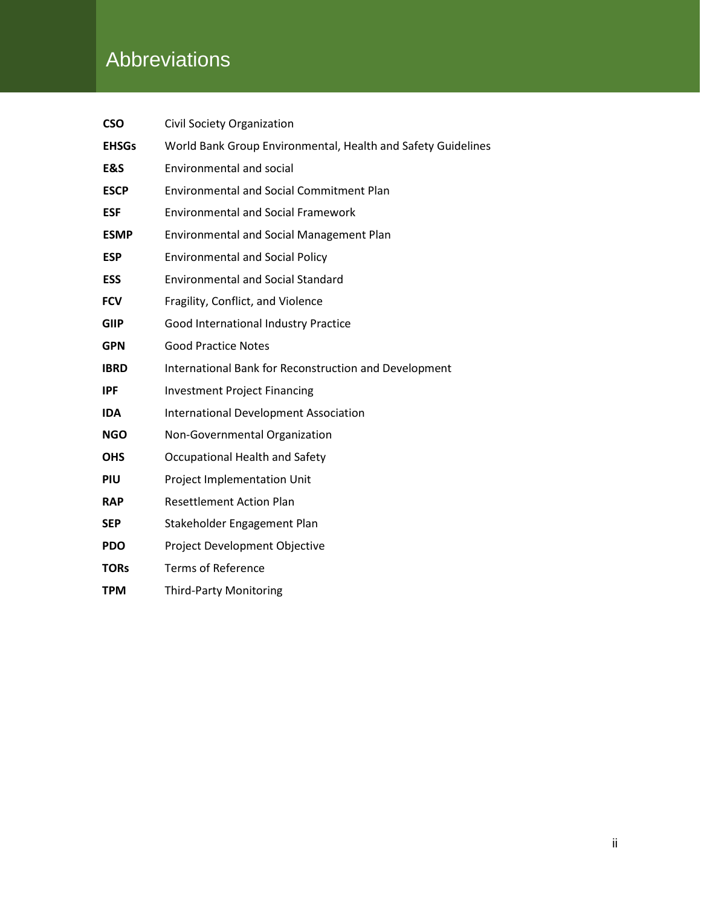# Abbreviations

| | |
|---|---|
| **CSO** | Civil Society Organization |
| **EHSGs** | World Bank Group Environmental, Health and Safety Guidelines |
| **E&S** | Environmental and social |
| **ESCP** | Environmental and Social Commitment Plan |
| **ESF** | Environmental and Social Framework |
| **ESMP** | Environmental and Social Management Plan |
| **ESP** | Environmental and Social Policy |
| **ESS** | Environmental and Social Standard |
| **FCV** | Fragility, Conflict, and Violence |
| **GIIP** | Good International Industry Practice |
| **GPN** | Good Practice Notes |
| **IBRD** | International Bank for Reconstruction and Development |
| **IPF** | Investment Project Financing |
| **IDA** | International Development Association |
| **NGO** | Non-Governmental Organization |
| **OHS** | Occupational Health and Safety |
| **PIU** | Project Implementation Unit |
| **RAP** | Resettlement Action Plan |
| **SEP** | Stakeholder Engagement Plan |
| **PDO** | Project Development Objective |
| **TORs** | Terms of Reference |
| **TPM** | Third-Party Monitoring |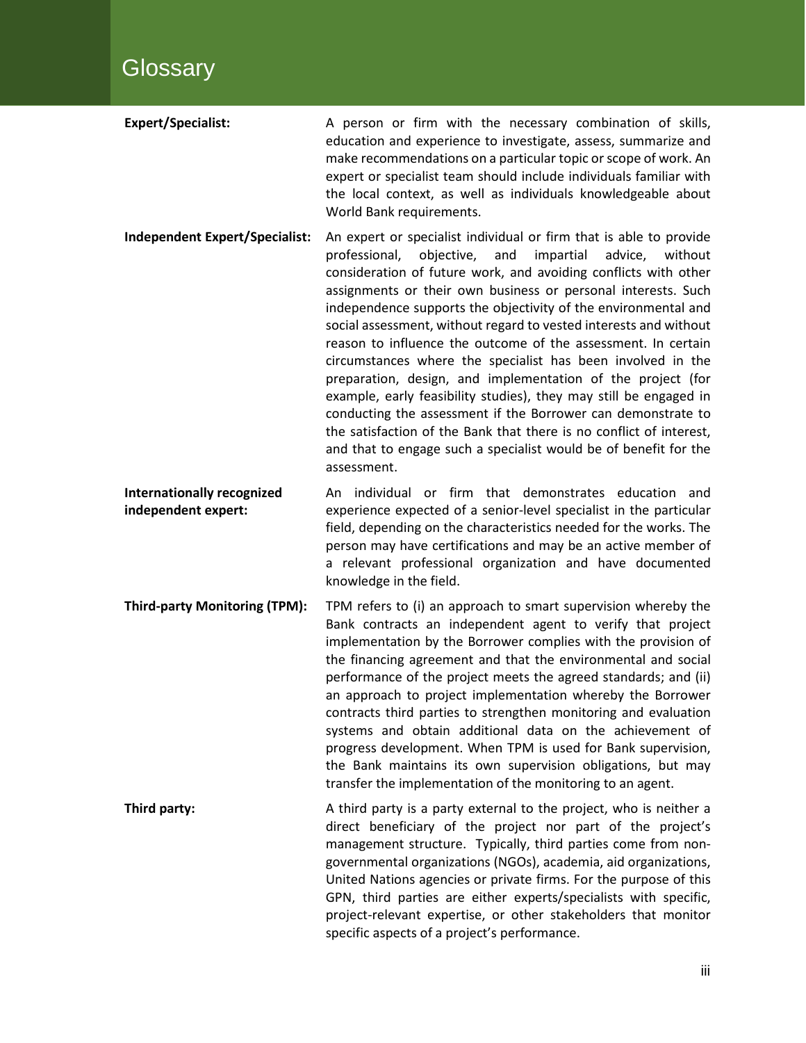# Glossary

**Expert/Specialist:** A person or firm with the necessary combination of skills, education and experience to investigate, assess, summarize and make recommendations on a particular topic or scope of work. An expert or specialist team should include individuals familiar with the local context, as well as individuals knowledgeable about World Bank requirements.

**Independent Expert/Specialist:** An expert or specialist individual or firm that is able to provide professional, objective, and impartial advice, without consideration of future work, and avoiding conflicts with other assignments or their own business or personal interests. Such independence supports the objectivity of the environmental and social assessment, without regard to vested interests and without reason to influence the outcome of the assessment. In certain circumstances where the specialist has been involved in the preparation, design, and implementation of the project (for example, early feasibility studies), they may still be engaged in conducting the assessment if the Borrower can demonstrate to the satisfaction of the Bank that there is no conflict of interest, and that to engage such a specialist would be of benefit for the assessment.

**Internationally recognized independent expert:** An individual or firm that demonstrates education and experience expected of a senior-level specialist in the particular field, depending on the characteristics needed for the works. The person may have certifications and may be an active member of a relevant professional organization and have documented knowledge in the field.

**Third-party Monitoring (TPM):** TPM refers to (i) an approach to smart supervision whereby the Bank contracts an independent agent to verify that project implementation by the Borrower complies with the provision of the financing agreement and that the environmental and social performance of the project meets the agreed standards; and (ii) an approach to project implementation whereby the Borrower contracts third parties to strengthen monitoring and evaluation systems and obtain additional data on the achievement of progress development. When TPM is used for Bank supervision, the Bank maintains its own supervision obligations, but may transfer the implementation of the monitoring to an agent.

**Third party:** A third party is a party external to the project, who is neither a direct beneficiary of the project nor part of the project's management structure. Typically, third parties come from non-governmental organizations (NGOs), academia, aid organizations, United Nations agencies or private firms. For the purpose of this GPN, third parties are either experts/specialists with specific, project-relevant expertise, or other stakeholders that monitor specific aspects of a project's performance.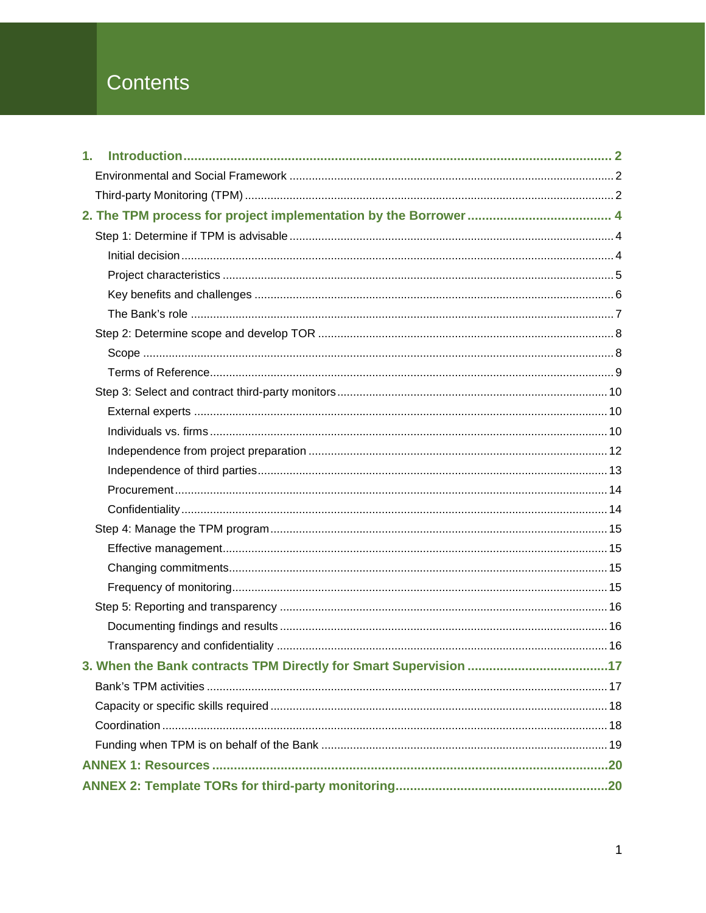# Contents

**1. Introduction** ..... **2**

- Environmental and Social Framework ..... 2
- Third-party Monitoring (TPM) ..... 2

**2. The TPM process for project implementation by the Borrower** ..... **4**

- Step 1: Determine if TPM is advisable ..... 4
  - Initial decision ..... 4
  - Project characteristics ..... 5
  - Key benefits and challenges ..... 6
  - The Bank's role ..... 7
- Step 2: Determine scope and develop TOR ..... 8
  - Scope ..... 8
  - Terms of Reference ..... 9
- Step 3: Select and contract third-party monitors ..... 10
  - External experts ..... 10
  - Individuals vs. firms ..... 10
  - Independence from project preparation ..... 12
  - Independence of third parties ..... 13
  - Procurement ..... 14
  - Confidentiality ..... 14
- Step 4: Manage the TPM program ..... 15
  - Effective management ..... 15
  - Changing commitments ..... 15
  - Frequency of monitoring ..... 15
- Step 5: Reporting and transparency ..... 16
  - Documenting findings and results ..... 16
  - Transparency and confidentiality ..... 16

**3. When the Bank contracts TPM Directly for Smart Supervision** ..... **17**

- Bank's TPM activities ..... 17
- Capacity or specific skills required ..... 18
- Coordination ..... 18
- Funding when TPM is on behalf of the Bank ..... 19

**ANNEX 1: Resources** ..... **20**

**ANNEX 2: Template TORs for third-party monitoring** ..... **20**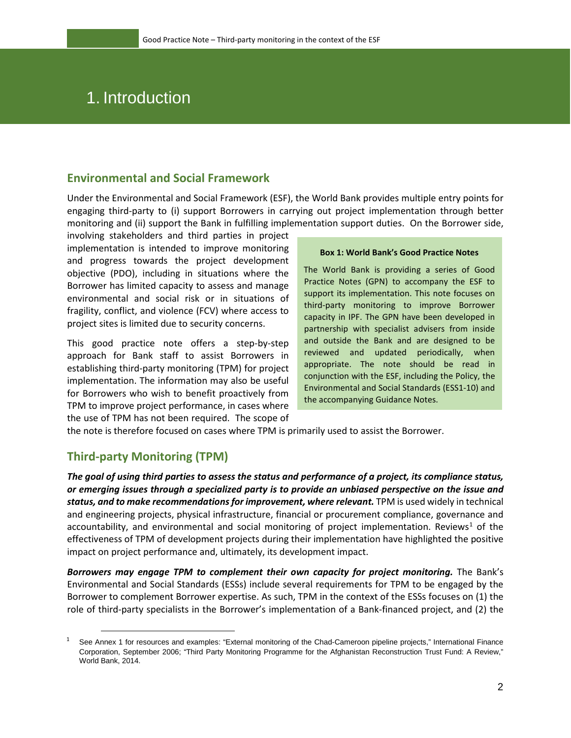# 1. Introduction

## Environmental and Social Framework

Under the Environmental and Social Framework (ESF), the World Bank provides multiple entry points for engaging third-party to (i) support Borrowers in carrying out project implementation through better monitoring and (ii) support the Bank in fulfilling implementation support duties. On the Borrower side, involving stakeholders and third parties in project implementation is intended to improve monitoring and progress towards the project development objective (PDO), including in situations where the Borrower has limited capacity to assess and manage environmental and social risk or in situations of fragility, conflict, and violence (FCV) where access to project sites is limited due to security concerns.

This good practice note offers a step-by-step approach for Bank staff to assist Borrowers in establishing third-party monitoring (TPM) for project implementation. The information may also be useful for Borrowers who wish to benefit proactively from TPM to improve project performance, in cases where the use of TPM has not been required. The scope of the note is therefore focused on cases where TPM is primarily used to assist the Borrower.

> **Box 1: World Bank's Good Practice Notes**
>
> The World Bank is providing a series of Good Practice Notes (GPN) to accompany the ESF to support its implementation. This note focuses on third-party monitoring to improve Borrower capacity in IPF. The GPN have been developed in partnership with specialist advisers from inside and outside the Bank and are designed to be reviewed and updated periodically, when appropriate. The note should be read in conjunction with the ESF, including the Policy, the Environmental and Social Standards (ESS1-10) and the accompanying Guidance Notes.

## Third-party Monitoring (TPM)

***The goal of using third parties to assess the status and performance of a project, its compliance status, or emerging issues through a specialized party is to provide an unbiased perspective on the issue and status, and to make recommendations for improvement, where relevant.*** TPM is used widely in technical and engineering projects, physical infrastructure, financial or procurement compliance, governance and accountability, and environmental and social monitoring of project implementation. Reviews[1] of the effectiveness of TPM of development projects during their implementation have highlighted the positive impact on project performance and, ultimately, its development impact.

***Borrowers may engage TPM to complement their own capacity for project monitoring.*** The Bank's Environmental and Social Standards (ESSs) include several requirements for TPM to be engaged by the Borrower to complement Borrower expertise. As such, TPM in the context of the ESSs focuses on (1) the role of third-party specialists in the Borrower's implementation of a Bank-financed project, and (2) the

[1] See Annex 1 for resources and examples: "External monitoring of the Chad-Cameroon pipeline projects," International Finance Corporation, September 2006; "Third Party Monitoring Programme for the Afghanistan Reconstruction Trust Fund: A Review," World Bank, 2014.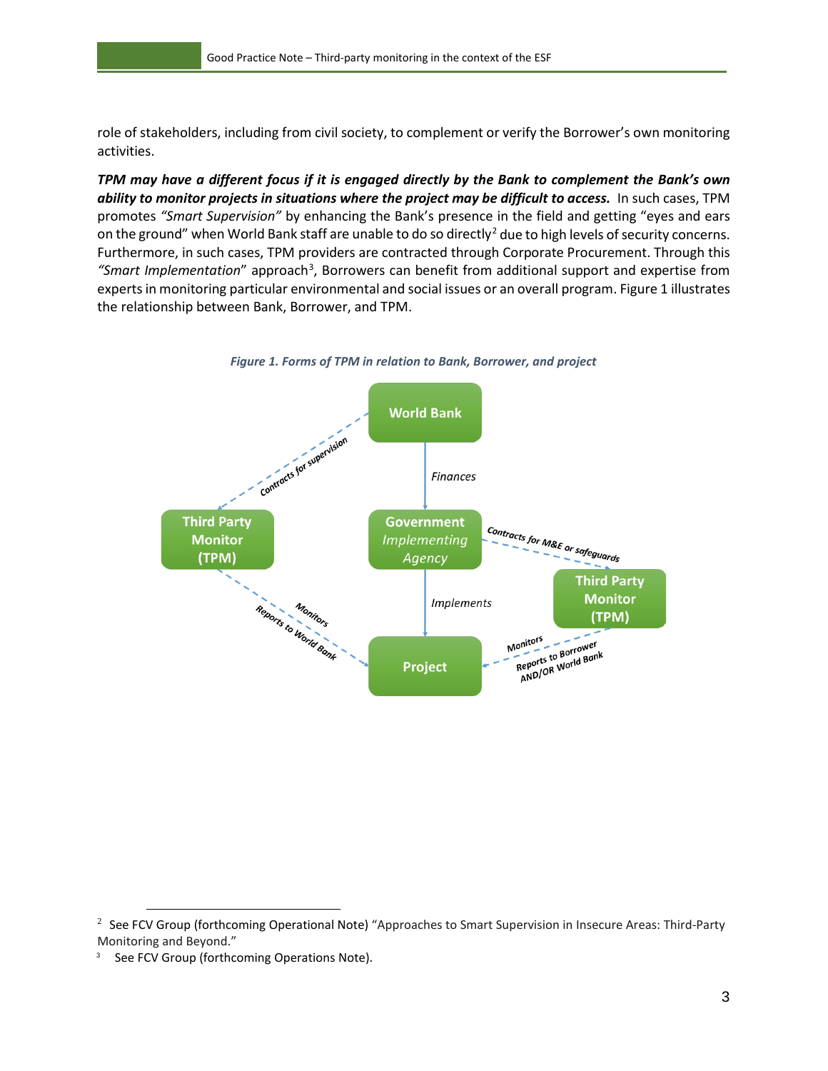role of stakeholders, including from civil society, to complement or verify the Borrower's own monitoring activities.

***TPM may have a different focus if it is engaged directly by the Bank to complement the Bank's own ability to monitor projects in situations where the project may be difficult to access.*** In such cases, TPM promotes *"Smart Supervision"* by enhancing the Bank's presence in the field and getting "eyes and ears on the ground" when World Bank staff are unable to do so directly[2] due to high levels of security concerns. Furthermore, in such cases, TPM providers are contracted through Corporate Procurement. Through this *"Smart Implementation*" approach[3], Borrowers can benefit from additional support and expertise from experts in monitoring particular environmental and social issues or an overall program. Figure 1 illustrates the relationship between Bank, Borrower, and TPM.

*Figure 1. Forms of TPM in relation to Bank, Borrower, and project*

World Bank

Contracts for supervision

Finances

Third Party Monitor (TPM)

Government *Implementing Agency*

Contracts for M&E or safeguards

Third Party Monitor (TPM)

Implements

Monitors

Reports to World Bank

Project

Monitors

Reports to Borrower AND/OR World Bank

[2] See FCV Group (forthcoming Operational Note) "Approaches to Smart Supervision in Insecure Areas: Third-Party Monitoring and Beyond."

[3] See FCV Group (forthcoming Operations Note).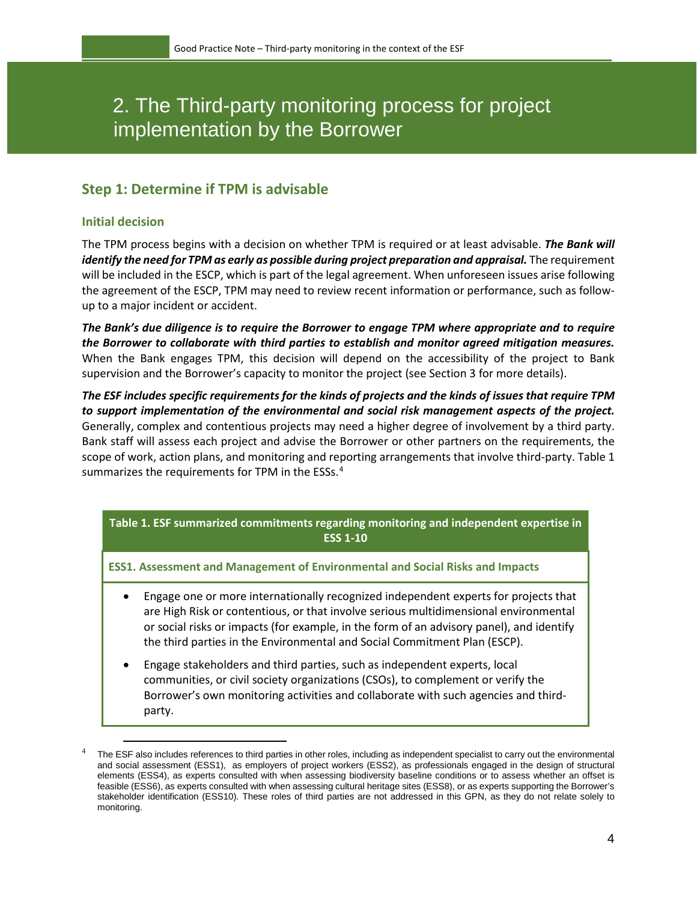# 2. The Third-party monitoring process for project implementation by the Borrower

## Step 1: Determine if TPM is advisable

### Initial decision

The TPM process begins with a decision on whether TPM is required or at least advisable. ***The Bank will identify the need for TPM as early as possible during project preparation and appraisal.*** The requirement will be included in the ESCP, which is part of the legal agreement. When unforeseen issues arise following the agreement of the ESCP, TPM may need to review recent information or performance, such as follow-up to a major incident or accident.

***The Bank's due diligence is to require the Borrower to engage TPM where appropriate and to require the Borrower to collaborate with third parties to establish and monitor agreed mitigation measures.*** When the Bank engages TPM, this decision will depend on the accessibility of the project to Bank supervision and the Borrower's capacity to monitor the project (see Section 3 for more details).

***The ESF includes specific requirements for the kinds of projects and the kinds of issues that require TPM to support implementation of the environmental and social risk management aspects of the project.*** Generally, complex and contentious projects may need a higher degree of involvement by a third party. Bank staff will assess each project and advise the Borrower or other partners on the requirements, the scope of work, action plans, and monitoring and reporting arrangements that involve third-party. Table 1 summarizes the requirements for TPM in the ESSs.[4]

| Table 1. ESF summarized commitments regarding monitoring and independent expertise in ESS 1-10 |
|---|
| **ESS1. Assessment and Management of Environmental and Social Risks and Impacts** |
| • Engage one or more internationally recognized independent experts for projects that are High Risk or contentious, or that involve serious multidimensional environmental or social risks or impacts (for example, in the form of an advisory panel), and identify the third parties in the Environmental and Social Commitment Plan (ESCP).<br>• Engage stakeholders and third parties, such as independent experts, local communities, or civil society organizations (CSOs), to complement or verify the Borrower's own monitoring activities and collaborate with such agencies and third-party. |

[4] The ESF also includes references to third parties in other roles, including as independent specialist to carry out the environmental and social assessment (ESS1), as employers of project workers (ESS2), as professionals engaged in the design of structural elements (ESS4), as experts consulted with when assessing biodiversity baseline conditions or to assess whether an offset is feasible (ESS6), as experts consulted with when assessing cultural heritage sites (ESS8), or as experts supporting the Borrower's stakeholder identification (ESS10). These roles of third parties are not addressed in this GPN, as they do not relate solely to monitoring.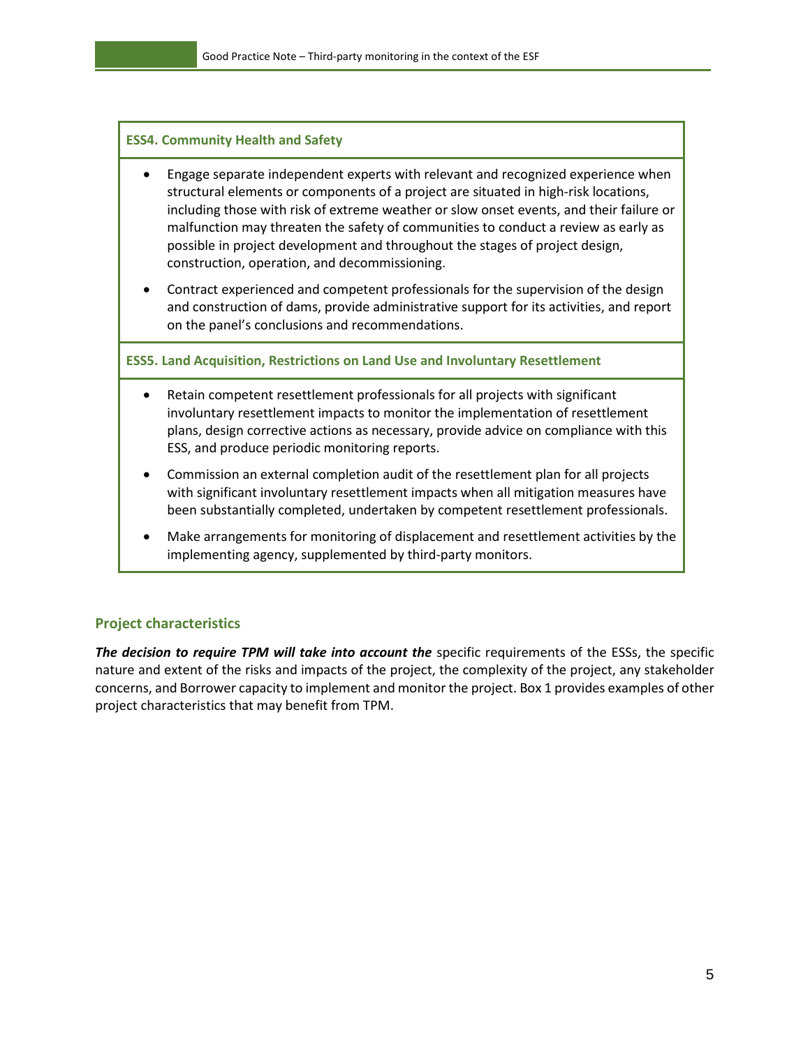**ESS4. Community Health and Safety**

- Engage separate independent experts with relevant and recognized experience when structural elements or components of a project are situated in high-risk locations, including those with risk of extreme weather or slow onset events, and their failure or malfunction may threaten the safety of communities to conduct a review as early as possible in project development and throughout the stages of project design, construction, operation, and decommissioning.
- Contract experienced and competent professionals for the supervision of the design and construction of dams, provide administrative support for its activities, and report on the panel's conclusions and recommendations.

**ESS5. Land Acquisition, Restrictions on Land Use and Involuntary Resettlement**

- Retain competent resettlement professionals for all projects with significant involuntary resettlement impacts to monitor the implementation of resettlement plans, design corrective actions as necessary, provide advice on compliance with this ESS, and produce periodic monitoring reports.
- Commission an external completion audit of the resettlement plan for all projects with significant involuntary resettlement impacts when all mitigation measures have been substantially completed, undertaken by competent resettlement professionals.
- Make arrangements for monitoring of displacement and resettlement activities by the implementing agency, supplemented by third-party monitors.

### Project characteristics

***The decision to require TPM will take into account the*** specific requirements of the ESSs, the specific nature and extent of the risks and impacts of the project, the complexity of the project, any stakeholder concerns, and Borrower capacity to implement and monitor the project. Box 1 provides examples of other project characteristics that may benefit from TPM.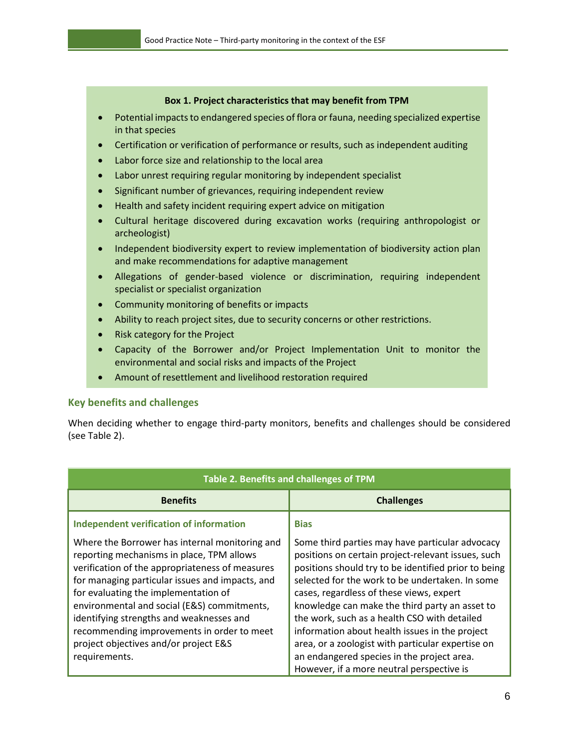**Box 1. Project characteristics that may benefit from TPM**

- Potential impacts to endangered species of flora or fauna, needing specialized expertise in that species
- Certification or verification of performance or results, such as independent auditing
- Labor force size and relationship to the local area
- Labor unrest requiring regular monitoring by independent specialist
- Significant number of grievances, requiring independent review
- Health and safety incident requiring expert advice on mitigation
- Cultural heritage discovered during excavation works (requiring anthropologist or archeologist)
- Independent biodiversity expert to review implementation of biodiversity action plan and make recommendations for adaptive management
- Allegations of gender-based violence or discrimination, requiring independent specialist or specialist organization
- Community monitoring of benefits or impacts
- Ability to reach project sites, due to security concerns or other restrictions.
- Risk category for the Project
- Capacity of the Borrower and/or Project Implementation Unit to monitor the environmental and social risks and impacts of the Project
- Amount of resettlement and livelihood restoration required

### Key benefits and challenges

When deciding whether to engage third-party monitors, benefits and challenges should be considered (see Table 2).

**Table 2. Benefits and challenges of TPM**

| Benefits | Challenges |
|---|---|
| **Independent verification of information**<br><br>Where the Borrower has internal monitoring and reporting mechanisms in place, TPM allows verification of the appropriateness of measures for managing particular issues and impacts, and for evaluating the implementation of environmental and social (E&S) commitments, identifying strengths and weaknesses and recommending improvements in order to meet project objectives and/or project E&S requirements. | **Bias**<br><br>Some third parties may have particular advocacy positions on certain project-relevant issues, such positions should try to be identified prior to being selected for the work to be undertaken. In some cases, regardless of these views, expert knowledge can make the third party an asset to the work, such as a health CSO with detailed information about health issues in the project area, or a zoologist with particular expertise on an endangered species in the project area. However, if a more neutral perspective is |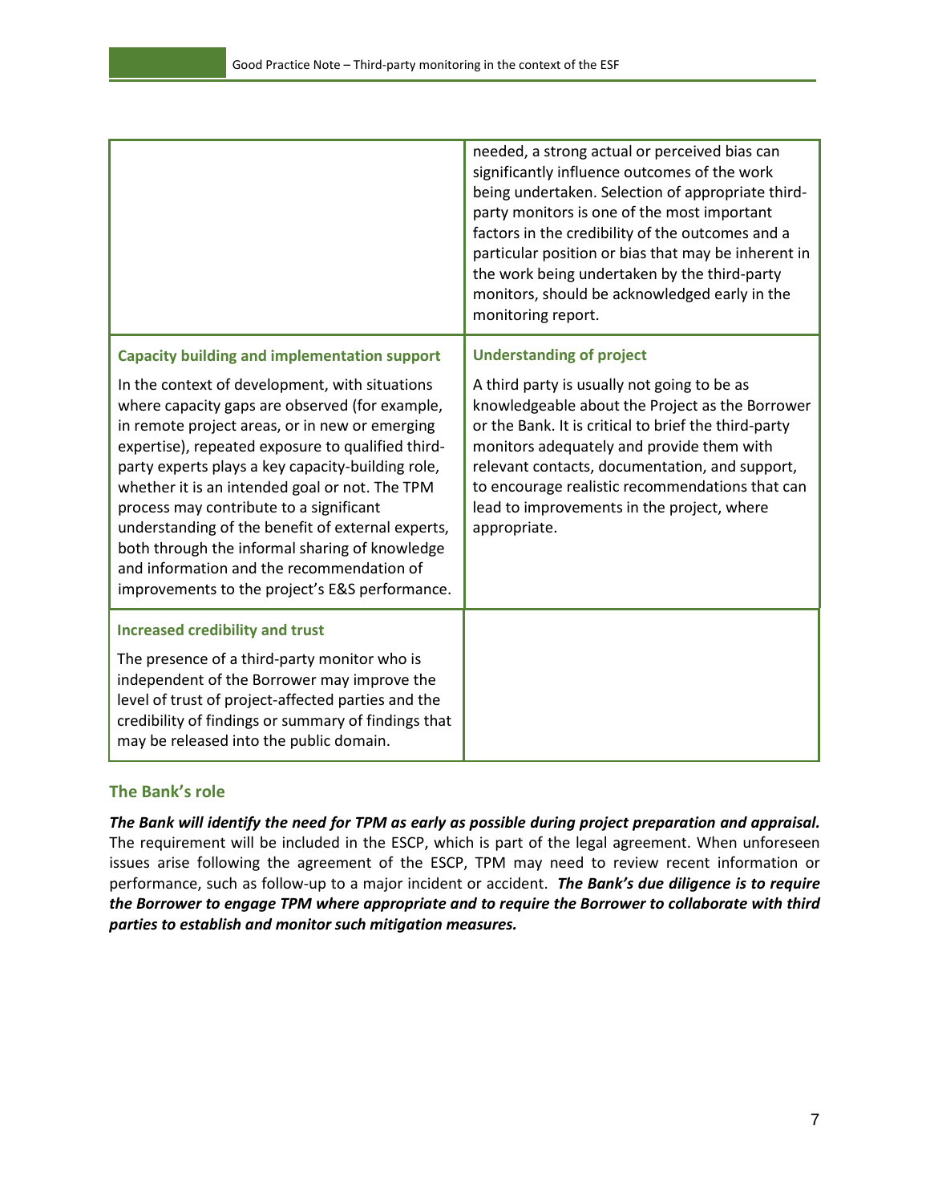|  |  |
|---|---|
|  | needed, a strong actual or perceived bias can significantly influence outcomes of the work being undertaken. Selection of appropriate third-party monitors is one of the most important factors in the credibility of the outcomes and a particular position or bias that may be inherent in the work being undertaken by the third-party monitors, should be acknowledged early in the monitoring report. |
| **Capacity building and implementation support**<br><br>In the context of development, with situations where capacity gaps are observed (for example, in remote project areas, or in new or emerging expertise), repeated exposure to qualified third-party experts plays a key capacity-building role, whether it is an intended goal or not. The TPM process may contribute to a significant understanding of the benefit of external experts, both through the informal sharing of knowledge and information and the recommendation of improvements to the project's E&S performance. | **Understanding of project**<br><br>A third party is usually not going to be as knowledgeable about the Project as the Borrower or the Bank. It is critical to brief the third-party monitors adequately and provide them with relevant contacts, documentation, and support, to encourage realistic recommendations that can lead to improvements in the project, where appropriate. |
| **Increased credibility and trust**<br><br>The presence of a third-party monitor who is independent of the Borrower may improve the level of trust of project-affected parties and the credibility of findings or summary of findings that may be released into the public domain. |  |

### The Bank's role

***The Bank will identify the need for TPM as early as possible during project preparation and appraisal.*** The requirement will be included in the ESCP, which is part of the legal agreement. When unforeseen issues arise following the agreement of the ESCP, TPM may need to review recent information or performance, such as follow-up to a major incident or accident. ***The Bank's due diligence is to require the Borrower to engage TPM where appropriate and to require the Borrower to collaborate with third parties to establish and monitor such mitigation measures.***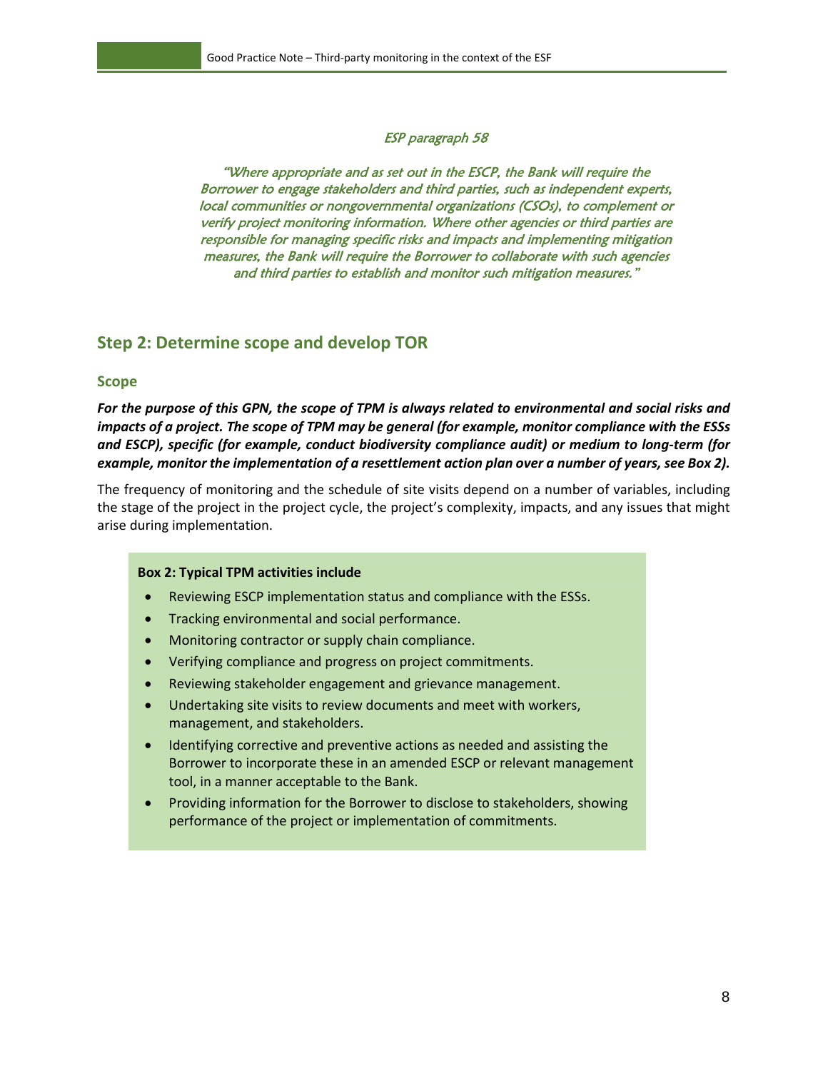*ESP paragraph 58*

*"Where appropriate and as set out in the ESCP, the Bank will require the Borrower to engage stakeholders and third parties, such as independent experts, local communities or nongovernmental organizations (CSOs), to complement or verify project monitoring information. Where other agencies or third parties are responsible for managing specific risks and impacts and implementing mitigation measures, the Bank will require the Borrower to collaborate with such agencies and third parties to establish and monitor such mitigation measures."*

## Step 2: Determine scope and develop TOR

### Scope

***For the purpose of this GPN, the scope of TPM is always related to environmental and social risks and impacts of a project. The scope of TPM may be general (for example, monitor compliance with the ESSs and ESCP), specific (for example, conduct biodiversity compliance audit) or medium to long-term (for example, monitor the implementation of a resettlement action plan over a number of years, see Box 2).***

The frequency of monitoring and the schedule of site visits depend on a number of variables, including the stage of the project in the project cycle, the project's complexity, impacts, and any issues that might arise during implementation.

**Box 2: Typical TPM activities include**

- Reviewing ESCP implementation status and compliance with the ESSs.
- Tracking environmental and social performance.
- Monitoring contractor or supply chain compliance.
- Verifying compliance and progress on project commitments.
- Reviewing stakeholder engagement and grievance management.
- Undertaking site visits to review documents and meet with workers, management, and stakeholders.
- Identifying corrective and preventive actions as needed and assisting the Borrower to incorporate these in an amended ESCP or relevant management tool, in a manner acceptable to the Bank.
- Providing information for the Borrower to disclose to stakeholders, showing performance of the project or implementation of commitments.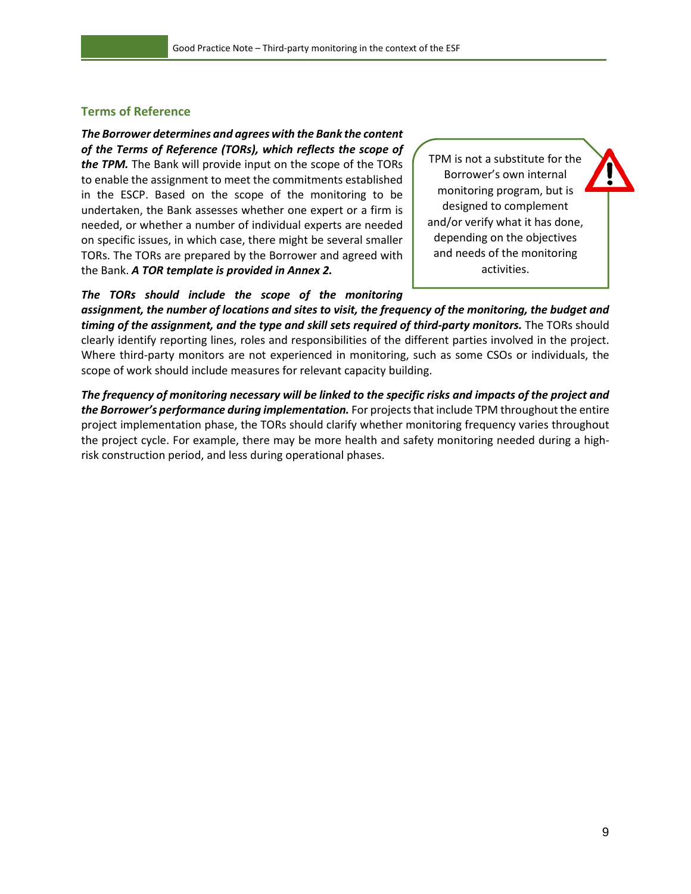## Terms of Reference

***The Borrower determines and agrees with the Bank the content of the Terms of Reference (TORs), which reflects the scope of the TPM.*** The Bank will provide input on the scope of the TORs to enable the assignment to meet the commitments established in the ESCP. Based on the scope of the monitoring to be undertaken, the Bank assesses whether one expert or a firm is needed, or whether a number of individual experts are needed on specific issues, in which case, there might be several smaller TORs. The TORs are prepared by the Borrower and agreed with the Bank. ***A TOR template is provided in Annex 2.***

> TPM is not a substitute for the Borrower's own internal monitoring program, but is designed to complement and/or verify what it has done, depending on the objectives and needs of the monitoring activities.

***The TORs should include the scope of the monitoring assignment, the number of locations and sites to visit, the frequency of the monitoring, the budget and timing of the assignment, and the type and skill sets required of third-party monitors.*** The TORs should clearly identify reporting lines, roles and responsibilities of the different parties involved in the project. Where third-party monitors are not experienced in monitoring, such as some CSOs or individuals, the scope of work should include measures for relevant capacity building.

***The frequency of monitoring necessary will be linked to the specific risks and impacts of the project and the Borrower's performance during implementation.*** For projects that include TPM throughout the entire project implementation phase, the TORs should clarify whether monitoring frequency varies throughout the project cycle. For example, there may be more health and safety monitoring needed during a high-risk construction period, and less during operational phases.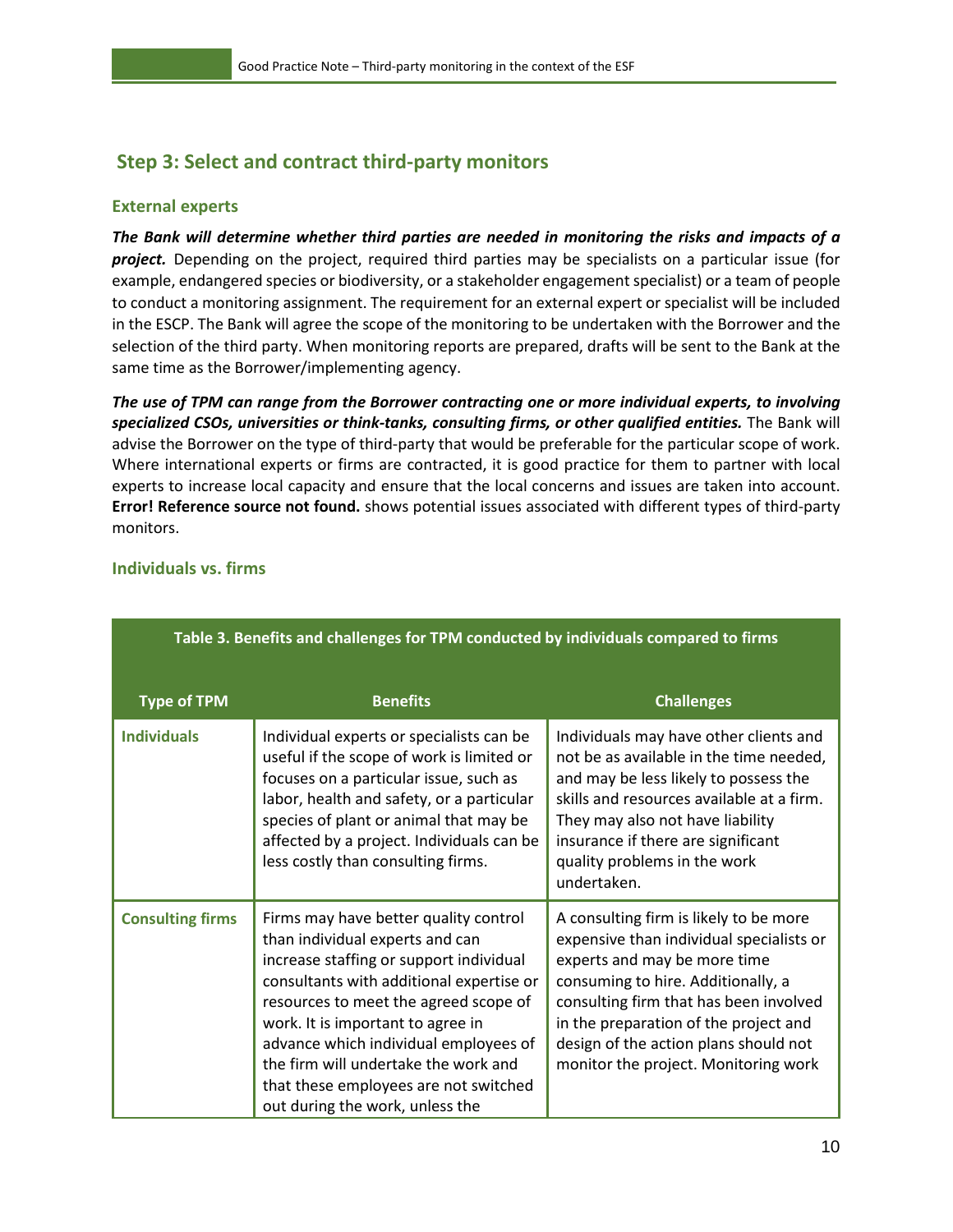## Step 3: Select and contract third-party monitors

### External experts

***The Bank will determine whether third parties are needed in monitoring the risks and impacts of a project.*** Depending on the project, required third parties may be specialists on a particular issue (for example, endangered species or biodiversity, or a stakeholder engagement specialist) or a team of people to conduct a monitoring assignment. The requirement for an external expert or specialist will be included in the ESCP. The Bank will agree the scope of the monitoring to be undertaken with the Borrower and the selection of the third party. When monitoring reports are prepared, drafts will be sent to the Bank at the same time as the Borrower/implementing agency.

***The use of TPM can range from the Borrower contracting one or more individual experts, to involving specialized CSOs, universities or think-tanks, consulting firms, or other qualified entities.*** The Bank will advise the Borrower on the type of third-party that would be preferable for the particular scope of work. Where international experts or firms are contracted, it is good practice for them to partner with local experts to increase local capacity and ensure that the local concerns and issues are taken into account. **Error! Reference source not found.** shows potential issues associated with different types of third-party monitors.

### Individuals vs. firms

**Table 3. Benefits and challenges for TPM conducted by individuals compared to firms**

| Type of TPM | Benefits | Challenges |
|---|---|---|
| **Individuals** | Individual experts or specialists can be useful if the scope of work is limited or focuses on a particular issue, such as labor, health and safety, or a particular species of plant or animal that may be affected by a project. Individuals can be less costly than consulting firms. | Individuals may have other clients and not be as available in the time needed, and may be less likely to possess the skills and resources available at a firm. They may also not have liability insurance if there are significant quality problems in the work undertaken. |
| **Consulting firms** | Firms may have better quality control than individual experts and can increase staffing or support individual consultants with additional expertise or resources to meet the agreed scope of work. It is important to agree in advance which individual employees of the firm will undertake the work and that these employees are not switched out during the work, unless the | A consulting firm is likely to be more expensive than individual specialists or experts and may be more time consuming to hire. Additionally, a consulting firm that has been involved in the preparation of the project and design of the action plans should not monitor the project. Monitoring work |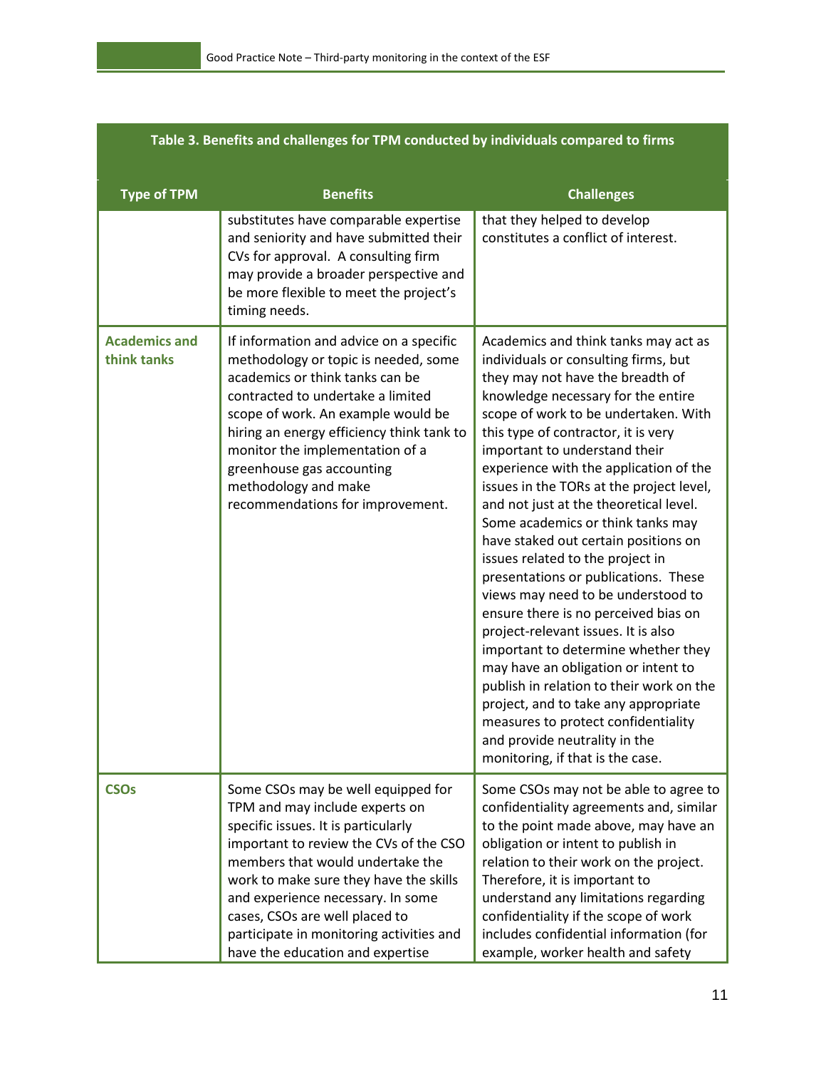| Table 3. Benefits and challenges for TPM conducted by individuals compared to firms | | |
|---|---|---|
| **Type of TPM** | **Benefits** | **Challenges** |
| | substitutes have comparable expertise and seniority and have submitted their CVs for approval. A consulting firm may provide a broader perspective and be more flexible to meet the project's timing needs. | that they helped to develop constitutes a conflict of interest. |
| **Academics and think tanks** | If information and advice on a specific methodology or topic is needed, some academics or think tanks can be contracted to undertake a limited scope of work. An example would be hiring an energy efficiency think tank to monitor the implementation of a greenhouse gas accounting methodology and make recommendations for improvement. | Academics and think tanks may act as individuals or consulting firms, but they may not have the breadth of knowledge necessary for the entire scope of work to be undertaken. With this type of contractor, it is very important to understand their experience with the application of the issues in the TORs at the project level, and not just at the theoretical level. Some academics or think tanks may have staked out certain positions on issues related to the project in presentations or publications. These views may need to be understood to ensure there is no perceived bias on project-relevant issues. It is also important to determine whether they may have an obligation or intent to publish in relation to their work on the project, and to take any appropriate measures to protect confidentiality and provide neutrality in the monitoring, if that is the case. |
| **CSOs** | Some CSOs may be well equipped for TPM and may include experts on specific issues. It is particularly important to review the CVs of the CSO members that would undertake the work to make sure they have the skills and experience necessary. In some cases, CSOs are well placed to participate in monitoring activities and have the education and expertise | Some CSOs may not be able to agree to confidentiality agreements and, similar to the point made above, may have an obligation or intent to publish in relation to their work on the project. Therefore, it is important to understand any limitations regarding confidentiality if the scope of work includes confidential information (for example, worker health and safety |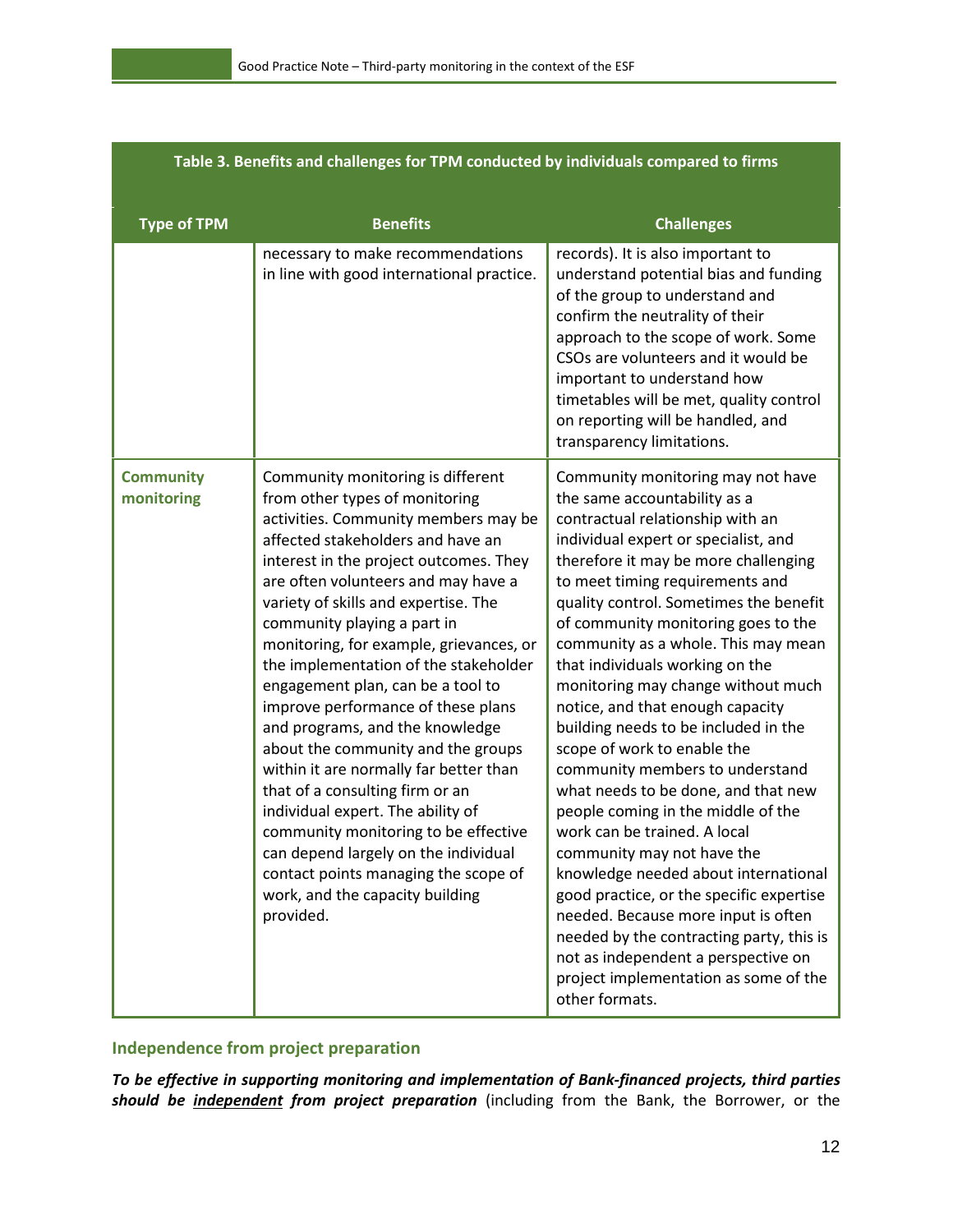| Table 3. Benefits and challenges for TPM conducted by individuals compared to firms | | |
|---|---|---|
| **Type of TPM** | **Benefits** | **Challenges** |
| | necessary to make recommendations in line with good international practice. | records). It is also important to understand potential bias and funding of the group to understand and confirm the neutrality of their approach to the scope of work. Some CSOs are volunteers and it would be important to understand how timetables will be met, quality control on reporting will be handled, and transparency limitations. |
| **Community monitoring** | Community monitoring is different from other types of monitoring activities. Community members may be affected stakeholders and have an interest in the project outcomes. They are often volunteers and may have a variety of skills and expertise. The community playing a part in monitoring, for example, grievances, or the implementation of the stakeholder engagement plan, can be a tool to improve performance of these plans and programs, and the knowledge about the community and the groups within it are normally far better than that of a consulting firm or an individual expert. The ability of community monitoring to be effective can depend largely on the individual contact points managing the scope of work, and the capacity building provided. | Community monitoring may not have the same accountability as a contractual relationship with an individual expert or specialist, and therefore it may be more challenging to meet timing requirements and quality control. Sometimes the benefit of community monitoring goes to the community as a whole. This may mean that individuals working on the monitoring may change without much notice, and that enough capacity building needs to be included in the scope of work to enable the community members to understand what needs to be done, and that new people coming in the middle of the work can be trained. A local community may not have the knowledge needed about international good practice, or the specific expertise needed. Because more input is often needed by the contracting party, this is not as independent a perspective on project implementation as some of the other formats. |

### Independence from project preparation

***To be effective in supporting monitoring and implementation of Bank-financed projects, third parties should be <u>independent</u> from project preparation*** (including from the Bank, the Borrower, or the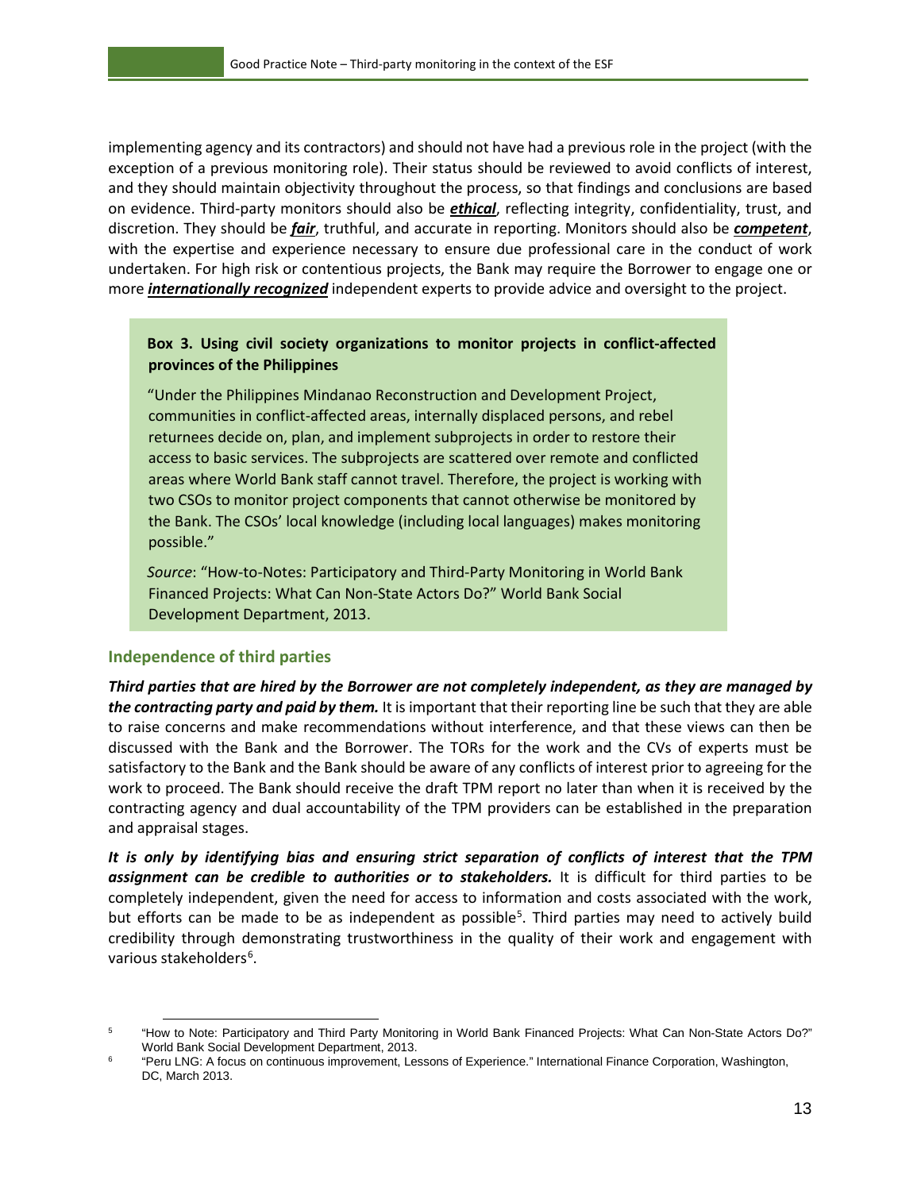implementing agency and its contractors) and should not have had a previous role in the project (with the exception of a previous monitoring role). Their status should be reviewed to avoid conflicts of interest, and they should maintain objectivity throughout the process, so that findings and conclusions are based on evidence. Third-party monitors should also be ***ethical***, reflecting integrity, confidentiality, trust, and discretion. They should be ***fair***, truthful, and accurate in reporting. Monitors should also be ***competent***, with the expertise and experience necessary to ensure due professional care in the conduct of work undertaken. For high risk or contentious projects, the Bank may require the Borrower to engage one or more ***internationally recognized*** independent experts to provide advice and oversight to the project.

> **Box 3. Using civil society organizations to monitor projects in conflict-affected provinces of the Philippines**
>
> "Under the Philippines Mindanao Reconstruction and Development Project, communities in conflict-affected areas, internally displaced persons, and rebel returnees decide on, plan, and implement subprojects in order to restore their access to basic services. The subprojects are scattered over remote and conflicted areas where World Bank staff cannot travel. Therefore, the project is working with two CSOs to monitor project components that cannot otherwise be monitored by the Bank. The CSOs' local knowledge (including local languages) makes monitoring possible."
>
> *Source*: "How-to-Notes: Participatory and Third-Party Monitoring in World Bank Financed Projects: What Can Non-State Actors Do?" World Bank Social Development Department, 2013.

### Independence of third parties

***Third parties that are hired by the Borrower are not completely independent, as they are managed by the contracting party and paid by them.*** It is important that their reporting line be such that they are able to raise concerns and make recommendations without interference, and that these views can then be discussed with the Bank and the Borrower. The TORs for the work and the CVs of experts must be satisfactory to the Bank and the Bank should be aware of any conflicts of interest prior to agreeing for the work to proceed. The Bank should receive the draft TPM report no later than when it is received by the contracting agency and dual accountability of the TPM providers can be established in the preparation and appraisal stages.

***It is only by identifying bias and ensuring strict separation of conflicts of interest that the TPM assignment can be credible to authorities or to stakeholders.*** It is difficult for third parties to be completely independent, given the need for access to information and costs associated with the work, but efforts can be made to be as independent as possible[5]. Third parties may need to actively build credibility through demonstrating trustworthiness in the quality of their work and engagement with various stakeholders[6].

---

[5] "How to Note: Participatory and Third Party Monitoring in World Bank Financed Projects: What Can Non-State Actors Do?" World Bank Social Development Department, 2013.

[6] "Peru LNG: A focus on continuous improvement, Lessons of Experience." International Finance Corporation, Washington, DC, March 2013.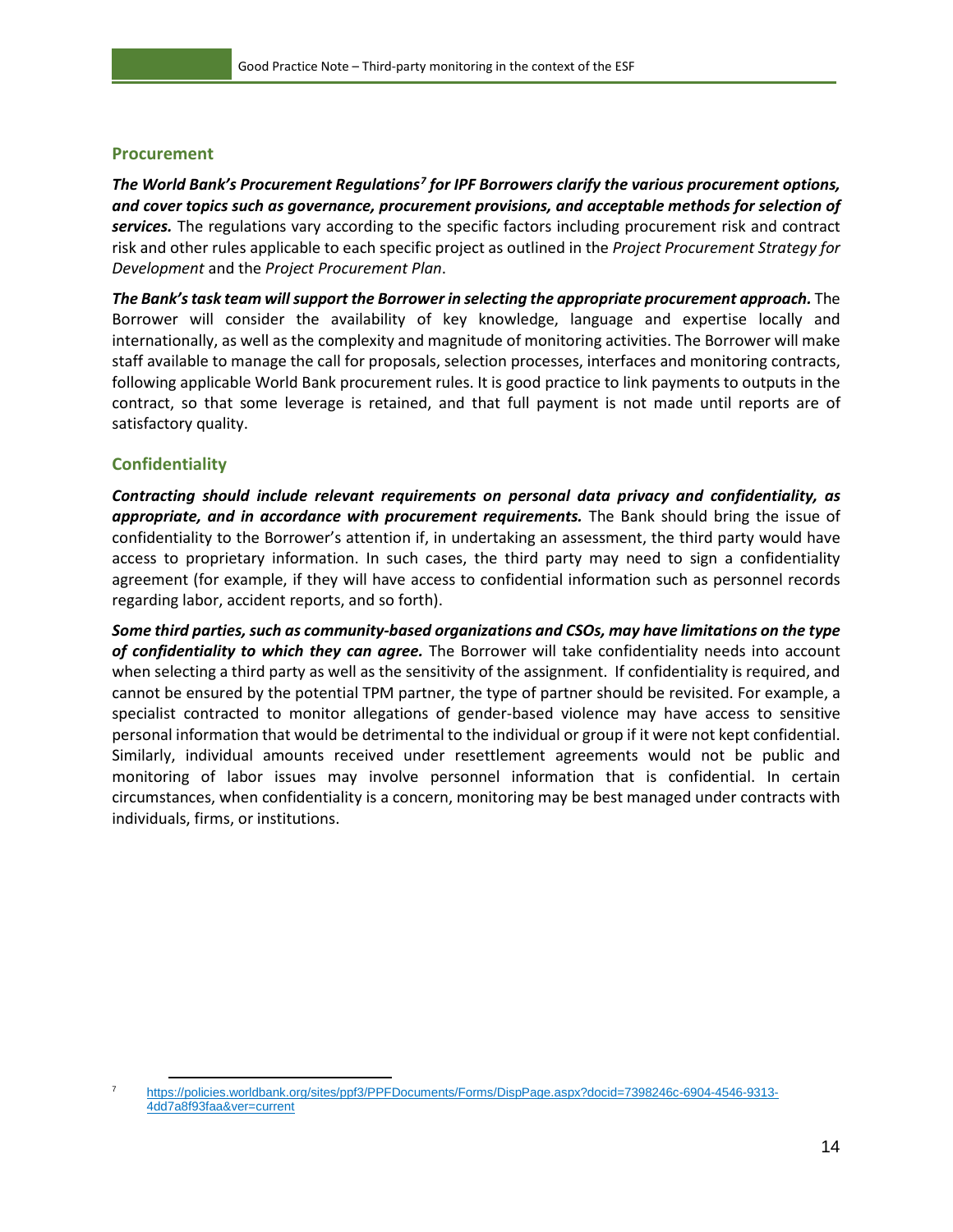## Procurement

***The World Bank's Procurement Regulations[7] for IPF Borrowers clarify the various procurement options, and cover topics such as governance, procurement provisions, and acceptable methods for selection of services.*** The regulations vary according to the specific factors including procurement risk and contract risk and other rules applicable to each specific project as outlined in the *Project Procurement Strategy for Development* and the *Project Procurement Plan*.

***The Bank's task team will support the Borrower in selecting the appropriate procurement approach.*** The Borrower will consider the availability of key knowledge, language and expertise locally and internationally, as well as the complexity and magnitude of monitoring activities. The Borrower will make staff available to manage the call for proposals, selection processes, interfaces and monitoring contracts, following applicable World Bank procurement rules. It is good practice to link payments to outputs in the contract, so that some leverage is retained, and that full payment is not made until reports are of satisfactory quality.

## Confidentiality

***Contracting should include relevant requirements on personal data privacy and confidentiality, as appropriate, and in accordance with procurement requirements.*** The Bank should bring the issue of confidentiality to the Borrower's attention if, in undertaking an assessment, the third party would have access to proprietary information. In such cases, the third party may need to sign a confidentiality agreement (for example, if they will have access to confidential information such as personnel records regarding labor, accident reports, and so forth).

***Some third parties, such as community-based organizations and CSOs, may have limitations on the type of confidentiality to which they can agree.*** The Borrower will take confidentiality needs into account when selecting a third party as well as the sensitivity of the assignment. If confidentiality is required, and cannot be ensured by the potential TPM partner, the type of partner should be revisited. For example, a specialist contracted to monitor allegations of gender-based violence may have access to sensitive personal information that would be detrimental to the individual or group if it were not kept confidential. Similarly, individual amounts received under resettlement agreements would not be public and monitoring of labor issues may involve personnel information that is confidential. In certain circumstances, when confidentiality is a concern, monitoring may be best managed under contracts with individuals, firms, or institutions.

---

[7] https://policies.worldbank.org/sites/ppf3/PPFDocuments/Forms/DispPage.aspx?docid=7398246c-6904-4546-9313-4dd7a8f93faa&ver=current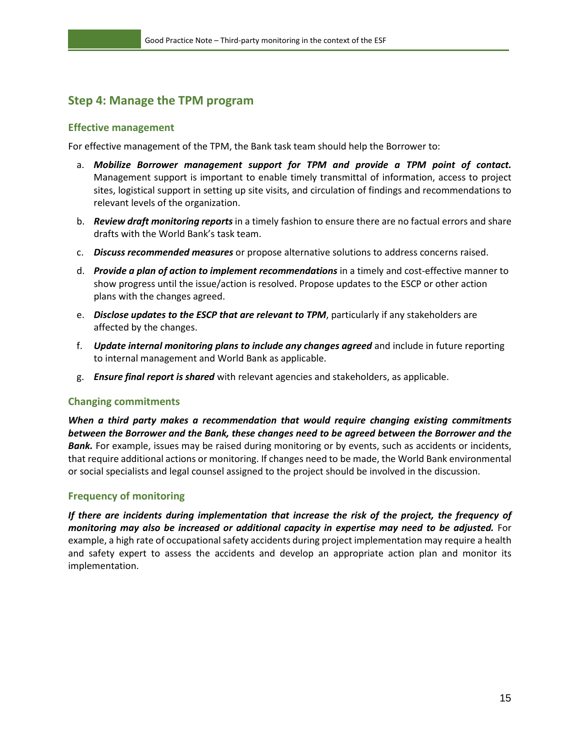## Step 4: Manage the TPM program

### Effective management

For effective management of the TPM, the Bank task team should help the Borrower to:

a. ***Mobilize Borrower management support for TPM and provide a TPM point of contact.*** Management support is important to enable timely transmittal of information, access to project sites, logistical support in setting up site visits, and circulation of findings and recommendations to relevant levels of the organization.

b. ***Review draft monitoring reports*** in a timely fashion to ensure there are no factual errors and share drafts with the World Bank's task team.

c. ***Discuss recommended measures*** or propose alternative solutions to address concerns raised.

d. ***Provide a plan of action to implement recommendations*** in a timely and cost-effective manner to show progress until the issue/action is resolved. Propose updates to the ESCP or other action plans with the changes agreed.

e. ***Disclose updates to the ESCP that are relevant to TPM***, particularly if any stakeholders are affected by the changes.

f. ***Update internal monitoring plans to include any changes agreed*** and include in future reporting to internal management and World Bank as applicable.

g. ***Ensure final report is shared*** with relevant agencies and stakeholders, as applicable.

### Changing commitments

***When a third party makes a recommendation that would require changing existing commitments between the Borrower and the Bank, these changes need to be agreed between the Borrower and the Bank.*** For example, issues may be raised during monitoring or by events, such as accidents or incidents, that require additional actions or monitoring. If changes need to be made, the World Bank environmental or social specialists and legal counsel assigned to the project should be involved in the discussion.

### Frequency of monitoring

***If there are incidents during implementation that increase the risk of the project, the frequency of monitoring may also be increased or additional capacity in expertise may need to be adjusted.*** For example, a high rate of occupational safety accidents during project implementation may require a health and safety expert to assess the accidents and develop an appropriate action plan and monitor its implementation.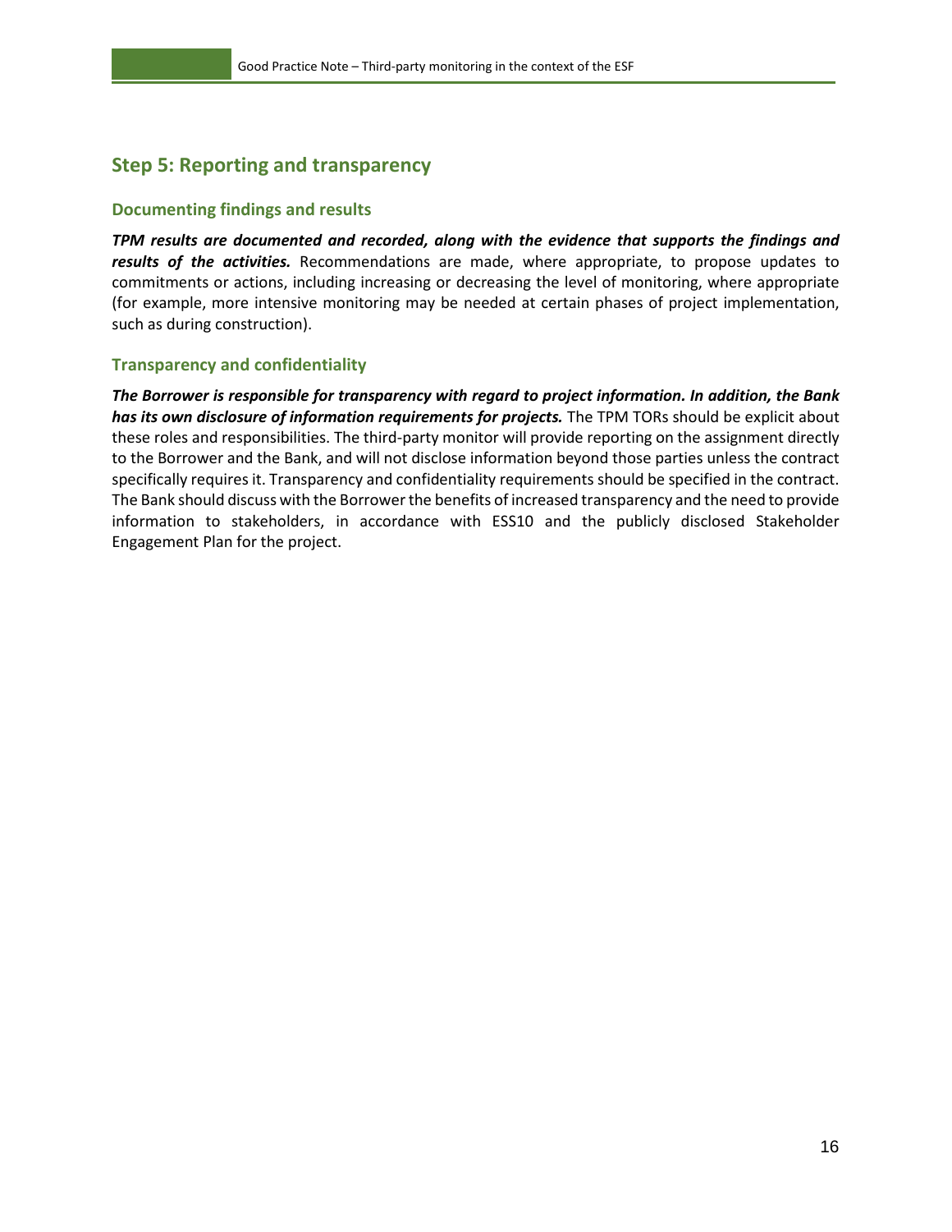## Step 5: Reporting and transparency

### Documenting findings and results

***TPM results are documented and recorded, along with the evidence that supports the findings and results of the activities.*** Recommendations are made, where appropriate, to propose updates to commitments or actions, including increasing or decreasing the level of monitoring, where appropriate (for example, more intensive monitoring may be needed at certain phases of project implementation, such as during construction).

### Transparency and confidentiality

***The Borrower is responsible for transparency with regard to project information. In addition, the Bank has its own disclosure of information requirements for projects.*** The TPM TORs should be explicit about these roles and responsibilities. The third-party monitor will provide reporting on the assignment directly to the Borrower and the Bank, and will not disclose information beyond those parties unless the contract specifically requires it. Transparency and confidentiality requirements should be specified in the contract. The Bank should discuss with the Borrower the benefits of increased transparency and the need to provide information to stakeholders, in accordance with ESS10 and the publicly disclosed Stakeholder Engagement Plan for the project.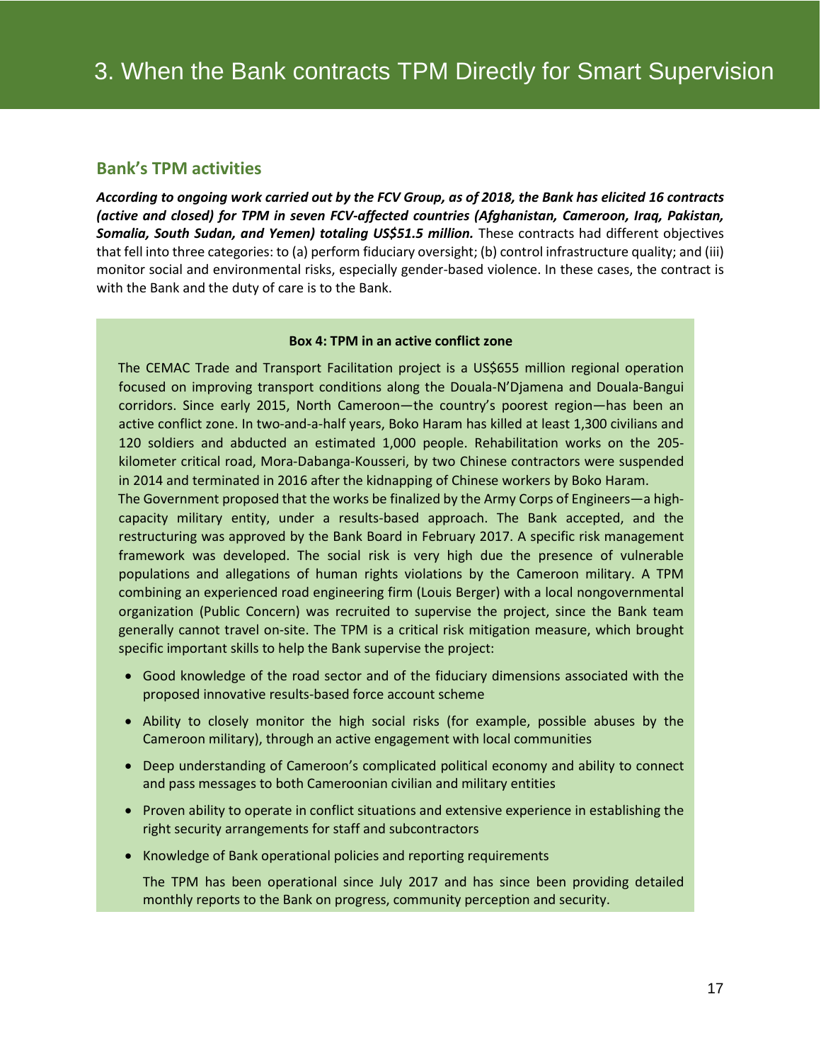# 3. When the Bank contracts TPM Directly for Smart Supervision

## Bank's TPM activities

***According to ongoing work carried out by the FCV Group, as of 2018, the Bank has elicited 16 contracts (active and closed) for TPM in seven FCV-affected countries (Afghanistan, Cameroon, Iraq, Pakistan, Somalia, South Sudan, and Yemen) totaling US$51.5 million.*** These contracts had different objectives that fell into three categories: to (a) perform fiduciary oversight; (b) control infrastructure quality; and (iii) monitor social and environmental risks, especially gender-based violence. In these cases, the contract is with the Bank and the duty of care is to the Bank.

**Box 4: TPM in an active conflict zone**

The CEMAC Trade and Transport Facilitation project is a US$655 million regional operation focused on improving transport conditions along the Douala-N'Djamena and Douala-Bangui corridors. Since early 2015, North Cameroon—the country's poorest region—has been an active conflict zone. In two-and-a-half years, Boko Haram has killed at least 1,300 civilians and 120 soldiers and abducted an estimated 1,000 people. Rehabilitation works on the 205-kilometer critical road, Mora-Dabanga-Kousseri, by two Chinese contractors were suspended in 2014 and terminated in 2016 after the kidnapping of Chinese workers by Boko Haram.

The Government proposed that the works be finalized by the Army Corps of Engineers—a high-capacity military entity, under a results-based approach. The Bank accepted, and the restructuring was approved by the Bank Board in February 2017. A specific risk management framework was developed. The social risk is very high due the presence of vulnerable populations and allegations of human rights violations by the Cameroon military. A TPM combining an experienced road engineering firm (Louis Berger) with a local nongovernmental organization (Public Concern) was recruited to supervise the project, since the Bank team generally cannot travel on-site. The TPM is a critical risk mitigation measure, which brought specific important skills to help the Bank supervise the project:

- Good knowledge of the road sector and of the fiduciary dimensions associated with the proposed innovative results-based force account scheme
- Ability to closely monitor the high social risks (for example, possible abuses by the Cameroon military), through an active engagement with local communities
- Deep understanding of Cameroon's complicated political economy and ability to connect and pass messages to both Cameroonian civilian and military entities
- Proven ability to operate in conflict situations and extensive experience in establishing the right security arrangements for staff and subcontractors
- Knowledge of Bank operational policies and reporting requirements

The TPM has been operational since July 2017 and has since been providing detailed monthly reports to the Bank on progress, community perception and security.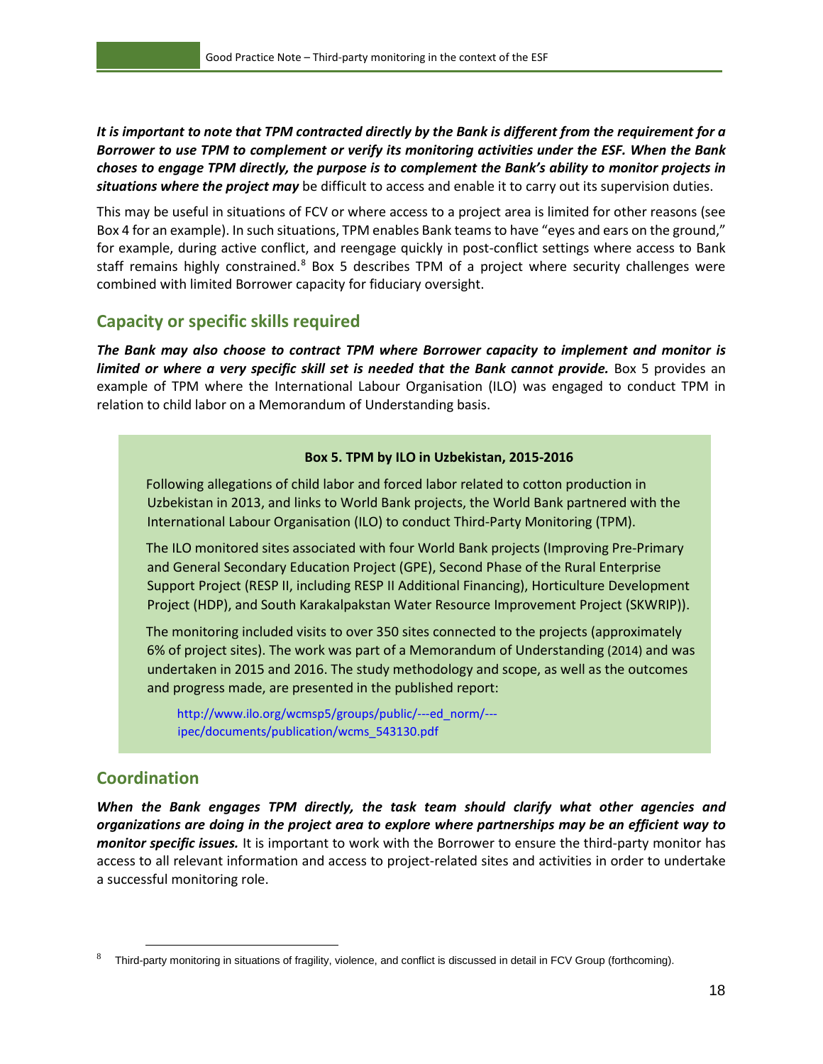***It is important to note that TPM contracted directly by the Bank is different from the requirement for a Borrower to use TPM to complement or verify its monitoring activities under the ESF. When the Bank choses to engage TPM directly, the purpose is to complement the Bank's ability to monitor projects in situations where the project may*** be difficult to access and enable it to carry out its supervision duties.

This may be useful in situations of FCV or where access to a project area is limited for other reasons (see Box 4 for an example). In such situations, TPM enables Bank teams to have "eyes and ears on the ground," for example, during active conflict, and reengage quickly in post-conflict settings where access to Bank staff remains highly constrained.[8] Box 5 describes TPM of a project where security challenges were combined with limited Borrower capacity for fiduciary oversight.

## Capacity or specific skills required

***The Bank may also choose to contract TPM where Borrower capacity to implement and monitor is limited or where a very specific skill set is needed that the Bank cannot provide.*** Box 5 provides an example of TPM where the International Labour Organisation (ILO) was engaged to conduct TPM in relation to child labor on a Memorandum of Understanding basis.

> **Box 5. TPM by ILO in Uzbekistan, 2015-2016**
>
> Following allegations of child labor and forced labor related to cotton production in Uzbekistan in 2013, and links to World Bank projects, the World Bank partnered with the International Labour Organisation (ILO) to conduct Third-Party Monitoring (TPM).
>
> The ILO monitored sites associated with four World Bank projects (Improving Pre-Primary and General Secondary Education Project (GPE), Second Phase of the Rural Enterprise Support Project (RESP II, including RESP II Additional Financing), Horticulture Development Project (HDP), and South Karakalpakstan Water Resource Improvement Project (SKWRIP)).
>
> The monitoring included visits to over 350 sites connected to the projects (approximately 6% of project sites). The work was part of a Memorandum of Understanding (2014) and was undertaken in 2015 and 2016. The study methodology and scope, as well as the outcomes and progress made, are presented in the published report:
>
> http://www.ilo.org/wcmsp5/groups/public/---ed_norm/---ipec/documents/publication/wcms_543130.pdf

## Coordination

***When the Bank engages TPM directly, the task team should clarify what other agencies and organizations are doing in the project area to explore where partnerships may be an efficient way to monitor specific issues.*** It is important to work with the Borrower to ensure the third-party monitor has access to all relevant information and access to project-related sites and activities in order to undertake a successful monitoring role.

---

[8] Third-party monitoring in situations of fragility, violence, and conflict is discussed in detail in FCV Group (forthcoming).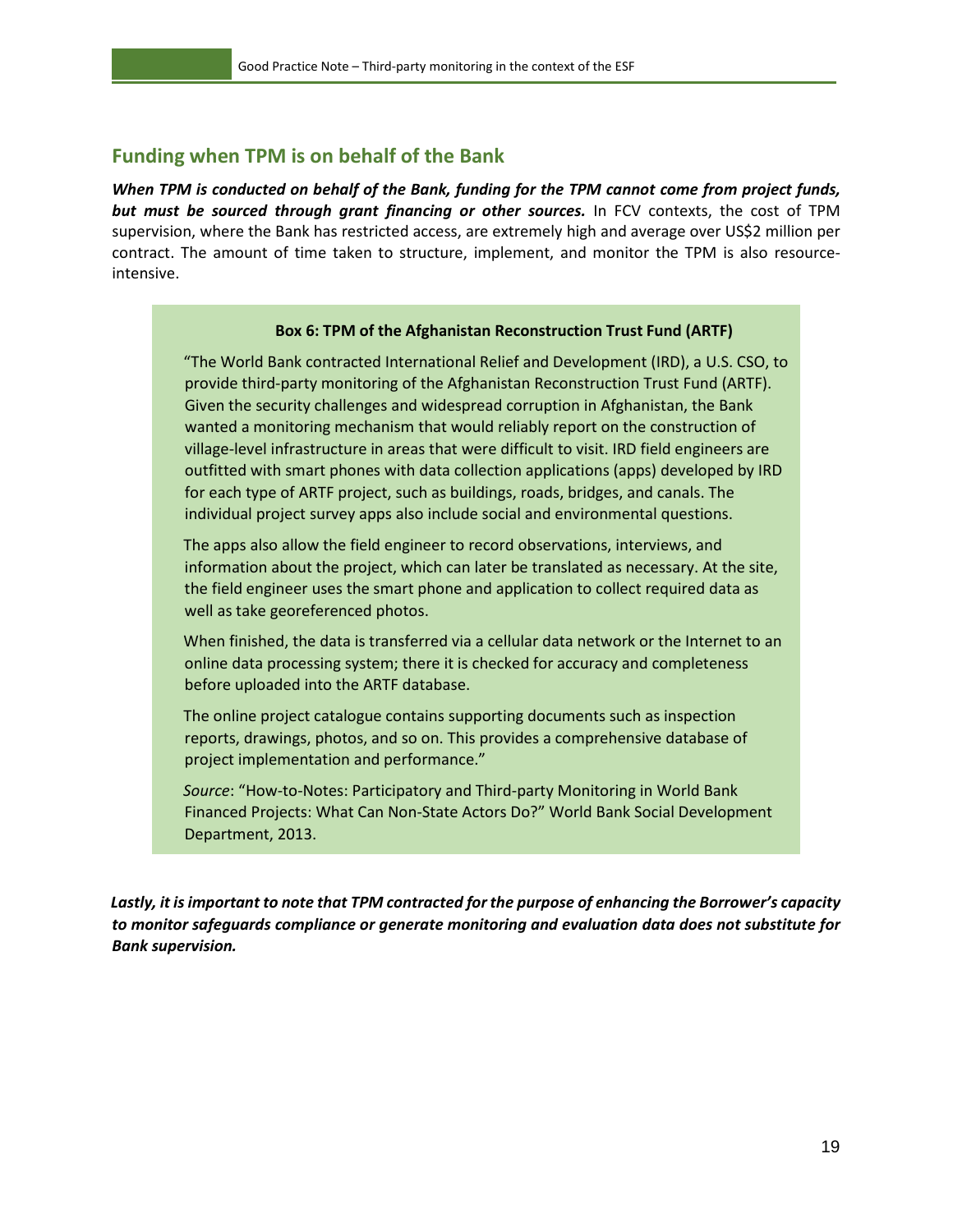## Funding when TPM is on behalf of the Bank

***When TPM is conducted on behalf of the Bank, funding for the TPM cannot come from project funds, but must be sourced through grant financing or other sources.*** In FCV contexts, the cost of TPM supervision, where the Bank has restricted access, are extremely high and average over US$2 million per contract. The amount of time taken to structure, implement, and monitor the TPM is also resource-intensive.

> **Box 6: TPM of the Afghanistan Reconstruction Trust Fund (ARTF)**
>
> "The World Bank contracted International Relief and Development (IRD), a U.S. CSO, to provide third-party monitoring of the Afghanistan Reconstruction Trust Fund (ARTF). Given the security challenges and widespread corruption in Afghanistan, the Bank wanted a monitoring mechanism that would reliably report on the construction of village-level infrastructure in areas that were difficult to visit. IRD field engineers are outfitted with smart phones with data collection applications (apps) developed by IRD for each type of ARTF project, such as buildings, roads, bridges, and canals. The individual project survey apps also include social and environmental questions.
>
> The apps also allow the field engineer to record observations, interviews, and information about the project, which can later be translated as necessary. At the site, the field engineer uses the smart phone and application to collect required data as well as take georeferenced photos.
>
> When finished, the data is transferred via a cellular data network or the Internet to an online data processing system; there it is checked for accuracy and completeness before uploaded into the ARTF database.
>
> The online project catalogue contains supporting documents such as inspection reports, drawings, photos, and so on. This provides a comprehensive database of project implementation and performance."
>
> *Source*: "How-to-Notes: Participatory and Third-party Monitoring in World Bank Financed Projects: What Can Non-State Actors Do?" World Bank Social Development Department, 2013.

***Lastly, it is important to note that TPM contracted for the purpose of enhancing the Borrower's capacity to monitor safeguards compliance or generate monitoring and evaluation data does not substitute for Bank supervision.***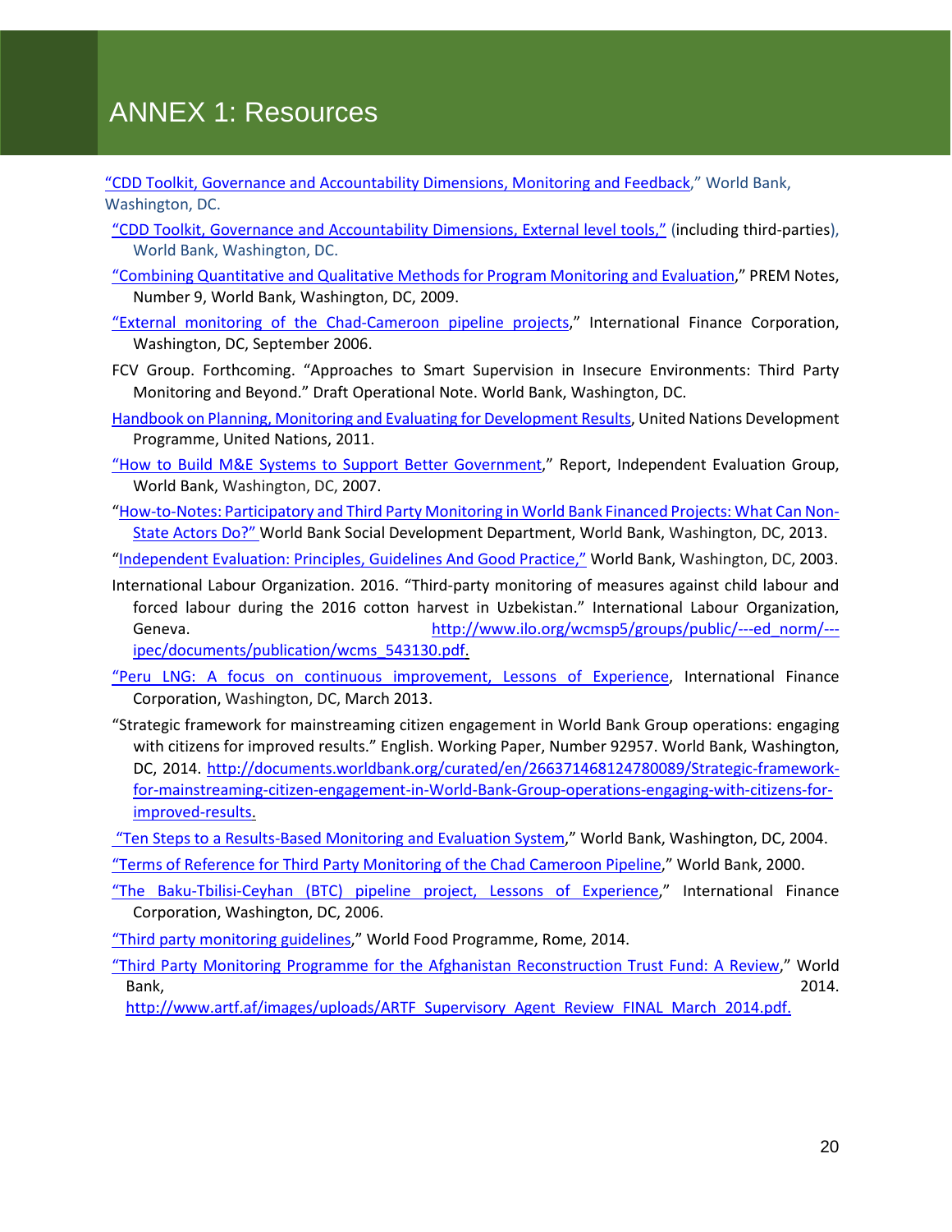# ANNEX 1: Resources

"CDD Toolkit, Governance and Accountability Dimensions, Monitoring and Feedback," World Bank, Washington, DC.

"CDD Toolkit, Governance and Accountability Dimensions, External level tools," (including third-parties), World Bank, Washington, DC.

"Combining Quantitative and Qualitative Methods for Program Monitoring and Evaluation," PREM Notes, Number 9, World Bank, Washington, DC, 2009.

"External monitoring of the Chad-Cameroon pipeline projects," International Finance Corporation, Washington, DC, September 2006.

FCV Group. Forthcoming. "Approaches to Smart Supervision in Insecure Environments: Third Party Monitoring and Beyond." Draft Operational Note. World Bank, Washington, DC.

Handbook on Planning, Monitoring and Evaluating for Development Results, United Nations Development Programme, United Nations, 2011.

"How to Build M&E Systems to Support Better Government," Report, Independent Evaluation Group, World Bank, Washington, DC, 2007.

"How-to-Notes: Participatory and Third Party Monitoring in World Bank Financed Projects: What Can Non-State Actors Do?" World Bank Social Development Department, World Bank, Washington, DC, 2013.

"Independent Evaluation: Principles, Guidelines And Good Practice," World Bank, Washington, DC, 2003.

International Labour Organization. 2016. "Third-party monitoring of measures against child labour and forced labour during the 2016 cotton harvest in Uzbekistan." International Labour Organization, Geneva. http://www.ilo.org/wcmsp5/groups/public/---ed_norm/---ipec/documents/publication/wcms_543130.pdf.

"Peru LNG: A focus on continuous improvement, Lessons of Experience, International Finance Corporation, Washington, DC, March 2013.

"Strategic framework for mainstreaming citizen engagement in World Bank Group operations: engaging with citizens for improved results." English. Working Paper, Number 92957. World Bank, Washington, DC, 2014. http://documents.worldbank.org/curated/en/266371468124780089/Strategic-framework-for-mainstreaming-citizen-engagement-in-World-Bank-Group-operations-engaging-with-citizens-for-improved-results.

"Ten Steps to a Results-Based Monitoring and Evaluation System," World Bank, Washington, DC, 2004.

"Terms of Reference for Third Party Monitoring of the Chad Cameroon Pipeline," World Bank, 2000.

"The Baku-Tbilisi-Ceyhan (BTC) pipeline project, Lessons of Experience," International Finance Corporation, Washington, DC, 2006.

"Third party monitoring guidelines," World Food Programme, Rome, 2014.

"Third Party Monitoring Programme for the Afghanistan Reconstruction Trust Fund: A Review," World Bank, 2014. http://www.artf.af/images/uploads/ARTF_Supervisory_Agent_Review_FINAL_March_2014.pdf.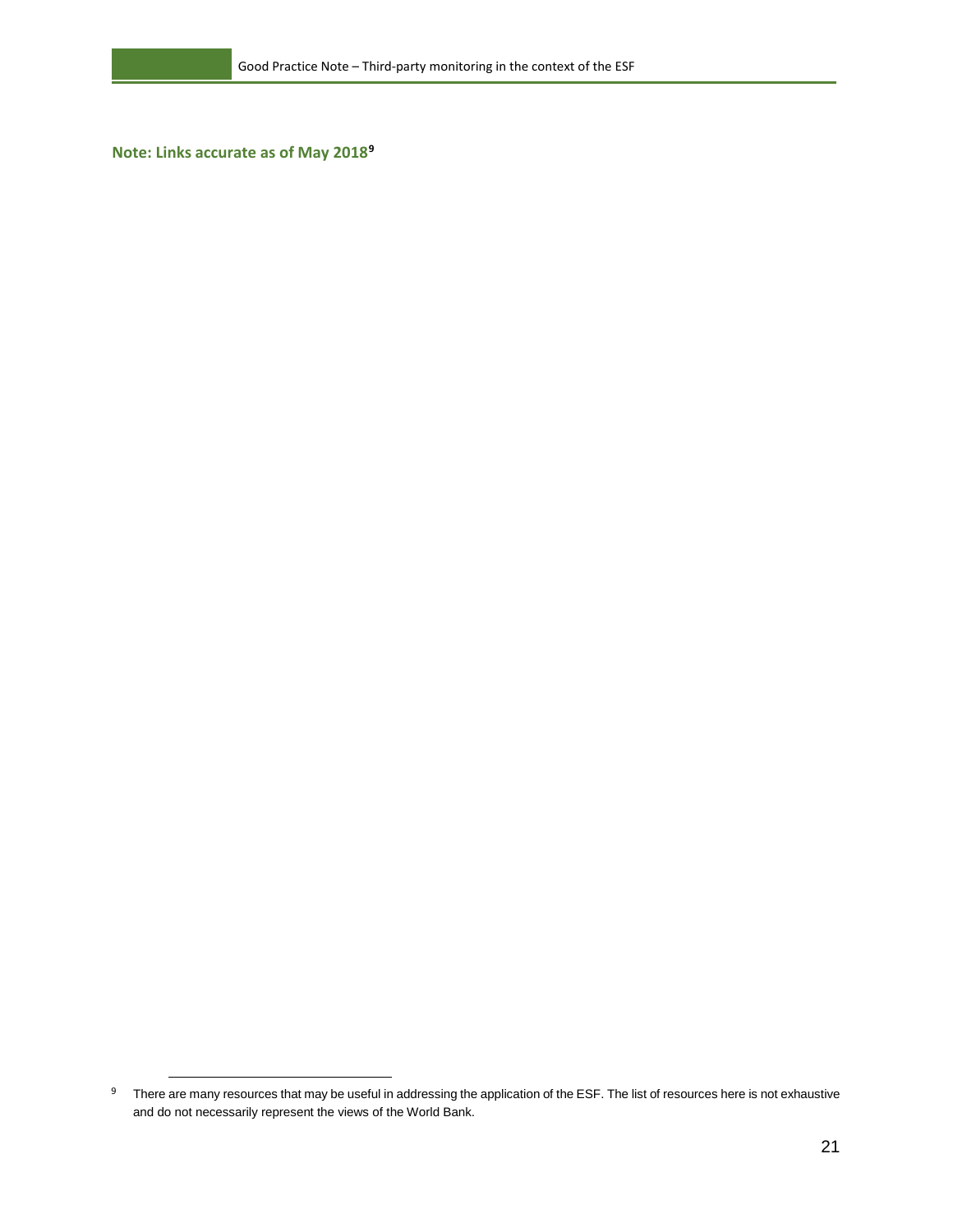**Note: Links accurate as of May 2018**[9]

[9] There are many resources that may be useful in addressing the application of the ESF. The list of resources here is not exhaustive and do not necessarily represent the views of the World Bank.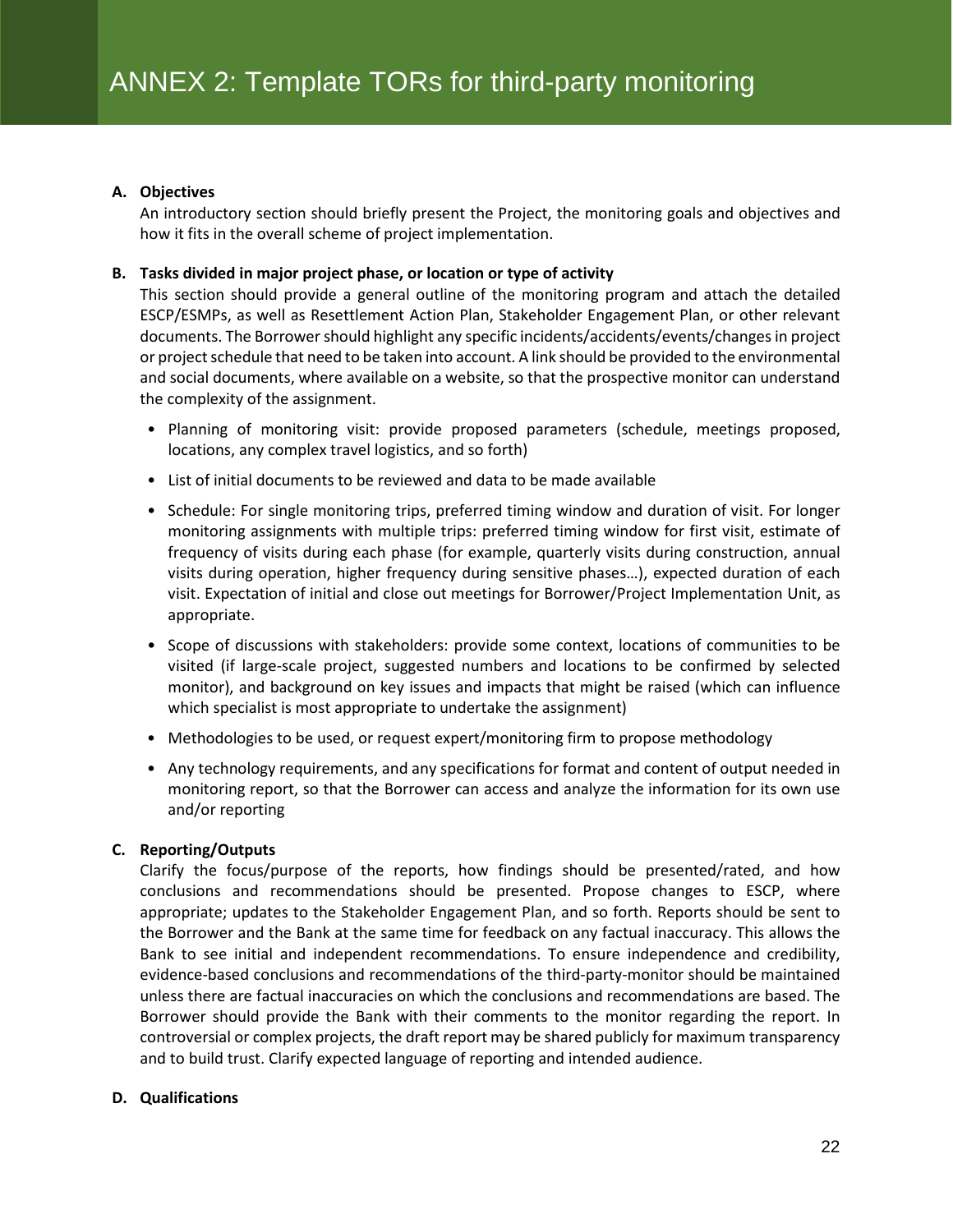# ANNEX 2: Template TORs for third-party monitoring

**A. Objectives**

An introductory section should briefly present the Project, the monitoring goals and objectives and how it fits in the overall scheme of project implementation.

**B. Tasks divided in major project phase, or location or type of activity**

This section should provide a general outline of the monitoring program and attach the detailed ESCP/ESMPs, as well as Resettlement Action Plan, Stakeholder Engagement Plan, or other relevant documents. The Borrower should highlight any specific incidents/accidents/events/changes in project or project schedule that need to be taken into account. A link should be provided to the environmental and social documents, where available on a website, so that the prospective monitor can understand the complexity of the assignment.

- Planning of monitoring visit: provide proposed parameters (schedule, meetings proposed, locations, any complex travel logistics, and so forth)
- List of initial documents to be reviewed and data to be made available
- Schedule: For single monitoring trips, preferred timing window and duration of visit. For longer monitoring assignments with multiple trips: preferred timing window for first visit, estimate of frequency of visits during each phase (for example, quarterly visits during construction, annual visits during operation, higher frequency during sensitive phases…), expected duration of each visit. Expectation of initial and close out meetings for Borrower/Project Implementation Unit, as appropriate.
- Scope of discussions with stakeholders: provide some context, locations of communities to be visited (if large-scale project, suggested numbers and locations to be confirmed by selected monitor), and background on key issues and impacts that might be raised (which can influence which specialist is most appropriate to undertake the assignment)
- Methodologies to be used, or request expert/monitoring firm to propose methodology
- Any technology requirements, and any specifications for format and content of output needed in monitoring report, so that the Borrower can access and analyze the information for its own use and/or reporting

**C. Reporting/Outputs**

Clarify the focus/purpose of the reports, how findings should be presented/rated, and how conclusions and recommendations should be presented. Propose changes to ESCP, where appropriate; updates to the Stakeholder Engagement Plan, and so forth. Reports should be sent to the Borrower and the Bank at the same time for feedback on any factual inaccuracy. This allows the Bank to see initial and independent recommendations. To ensure independence and credibility, evidence-based conclusions and recommendations of the third-party-monitor should be maintained unless there are factual inaccuracies on which the conclusions and recommendations are based. The Borrower should provide the Bank with their comments to the monitor regarding the report. In controversial or complex projects, the draft report may be shared publicly for maximum transparency and to build trust. Clarify expected language of reporting and intended audience.

**D. Qualifications**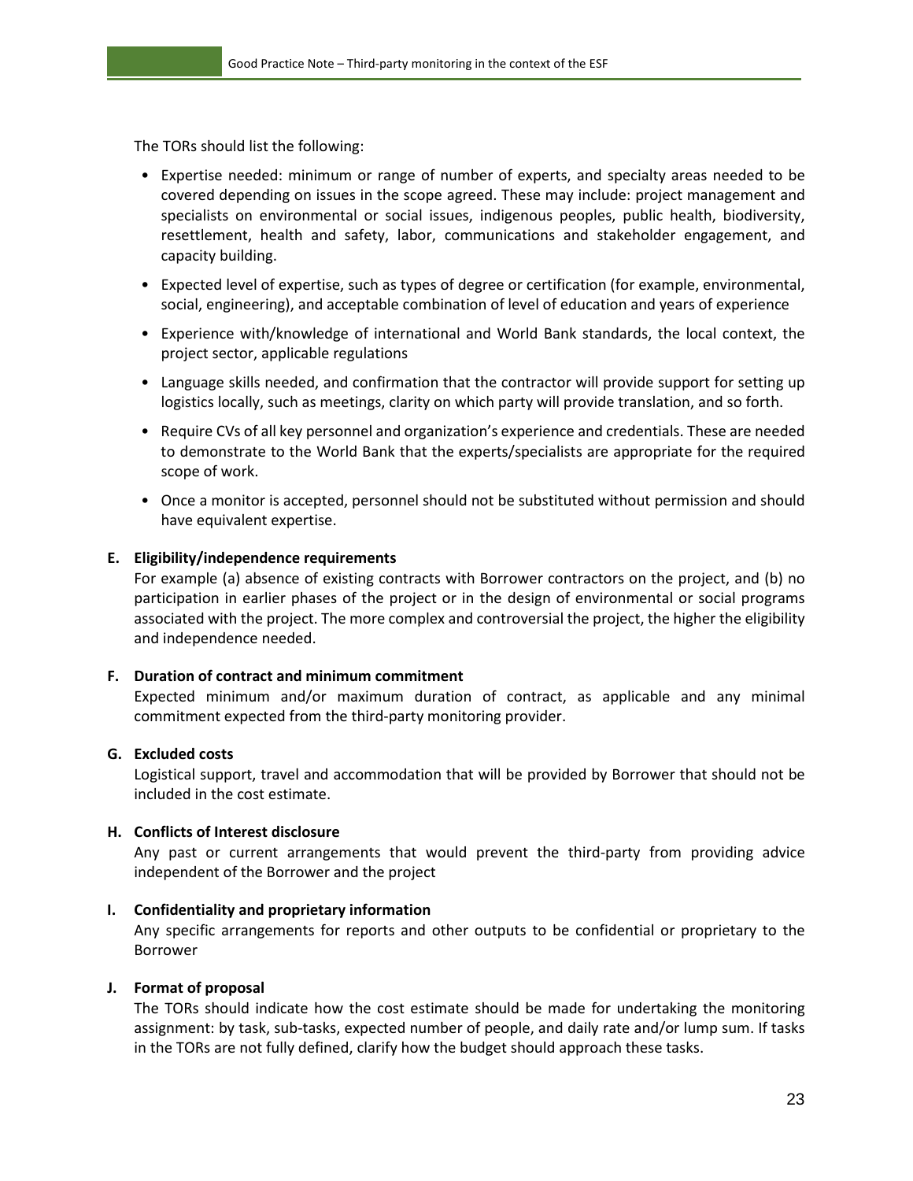The TORs should list the following:

- Expertise needed: minimum or range of number of experts, and specialty areas needed to be covered depending on issues in the scope agreed. These may include: project management and specialists on environmental or social issues, indigenous peoples, public health, biodiversity, resettlement, health and safety, labor, communications and stakeholder engagement, and capacity building.
- Expected level of expertise, such as types of degree or certification (for example, environmental, social, engineering), and acceptable combination of level of education and years of experience
- Experience with/knowledge of international and World Bank standards, the local context, the project sector, applicable regulations
- Language skills needed, and confirmation that the contractor will provide support for setting up logistics locally, such as meetings, clarity on which party will provide translation, and so forth.
- Require CVs of all key personnel and organization's experience and credentials. These are needed to demonstrate to the World Bank that the experts/specialists are appropriate for the required scope of work.
- Once a monitor is accepted, personnel should not be substituted without permission and should have equivalent expertise.

**E. Eligibility/independence requirements**

For example (a) absence of existing contracts with Borrower contractors on the project, and (b) no participation in earlier phases of the project or in the design of environmental or social programs associated with the project. The more complex and controversial the project, the higher the eligibility and independence needed.

**F. Duration of contract and minimum commitment**

Expected minimum and/or maximum duration of contract, as applicable and any minimal commitment expected from the third-party monitoring provider.

**G. Excluded costs**

Logistical support, travel and accommodation that will be provided by Borrower that should not be included in the cost estimate.

**H. Conflicts of Interest disclosure**

Any past or current arrangements that would prevent the third-party from providing advice independent of the Borrower and the project

**I. Confidentiality and proprietary information**

Any specific arrangements for reports and other outputs to be confidential or proprietary to the Borrower

**J. Format of proposal**

The TORs should indicate how the cost estimate should be made for undertaking the monitoring assignment: by task, sub-tasks, expected number of people, and daily rate and/or lump sum. If tasks in the TORs are not fully defined, clarify how the budget should approach these tasks.